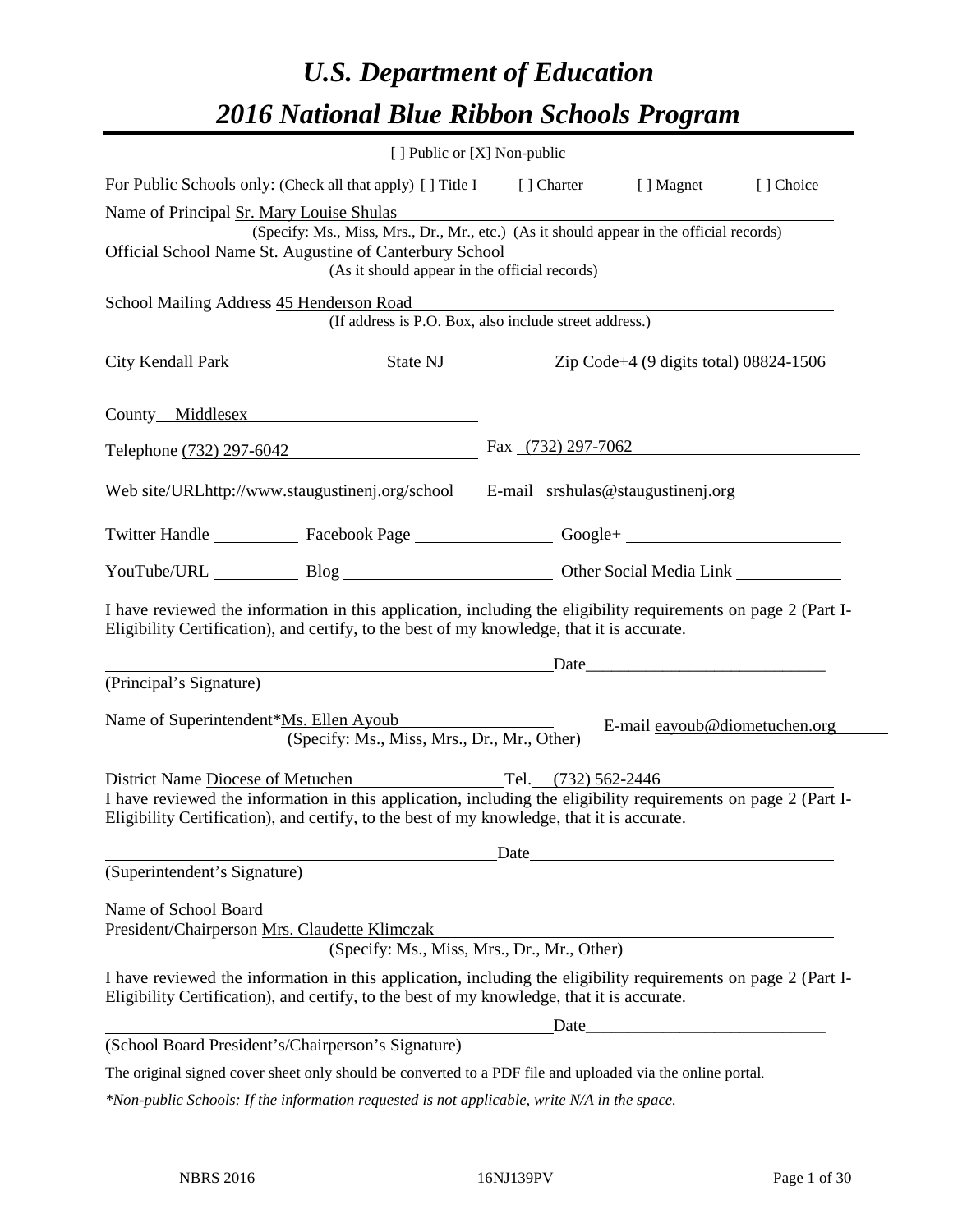# U.S. Department of Education

# 2016 National Blue Ribbon Schools Program

[ ] Public or [X] Non-public

For Public Schools only: (Check all that apply) [ ] Title I [ ] Charter [ ] Magnet [ ] Choice

Name of Principal Sr. Mary Louise Shulas
(Specify: Ms., Miss, Mrs., Dr., Mr., etc.) (As it should appear in the official records)

Official School Name St. Augustine of Canterbury School
(As it should appear in the official records)

School Mailing Address 45 Henderson Road
(If address is P.O. Box, also include street address.)

City Kendall Park State NJ Zip Code+4 (9 digits total) 08824-1506

County Middlesex

Telephone (732) 297-6042 Fax (732) 297-7062

Web site/URL http://www.staugustinenj.org/school E-mail srshulas@staugustinenj.org

Twitter Handle ______ Facebook Page ______ Google+ ______

YouTube/URL ______ Blog ______ Other Social Media Link ______

I have reviewed the information in this application, including the eligibility requirements on page 2 (Part I-Eligibility Certification), and certify, to the best of my knowledge, that it is accurate.

_________________________ Date_________________________
(Principal's Signature)

Name of Superintendent* Ms. Ellen Ayoub E-mail eayoub@diometuchen.org
(Specify: Ms., Miss, Mrs., Dr., Mr., Other)

District Name Diocese of Metuchen Tel. (732) 562-2446

I have reviewed the information in this application, including the eligibility requirements on page 2 (Part I-Eligibility Certification), and certify, to the best of my knowledge, that it is accurate.

_________________________ Date_________________________
(Superintendent's Signature)

Name of School Board
President/Chairperson Mrs. Claudette Klimczak
(Specify: Ms., Miss, Mrs., Dr., Mr., Other)

I have reviewed the information in this application, including the eligibility requirements on page 2 (Part I-Eligibility Certification), and certify, to the best of my knowledge, that it is accurate.

_________________________ Date_________________________
(School Board President's/Chairperson's Signature)

The original signed cover sheet only should be converted to a PDF file and uploaded via the online portal.

*\*Non-public Schools: If the information requested is not applicable, write N/A in the space.*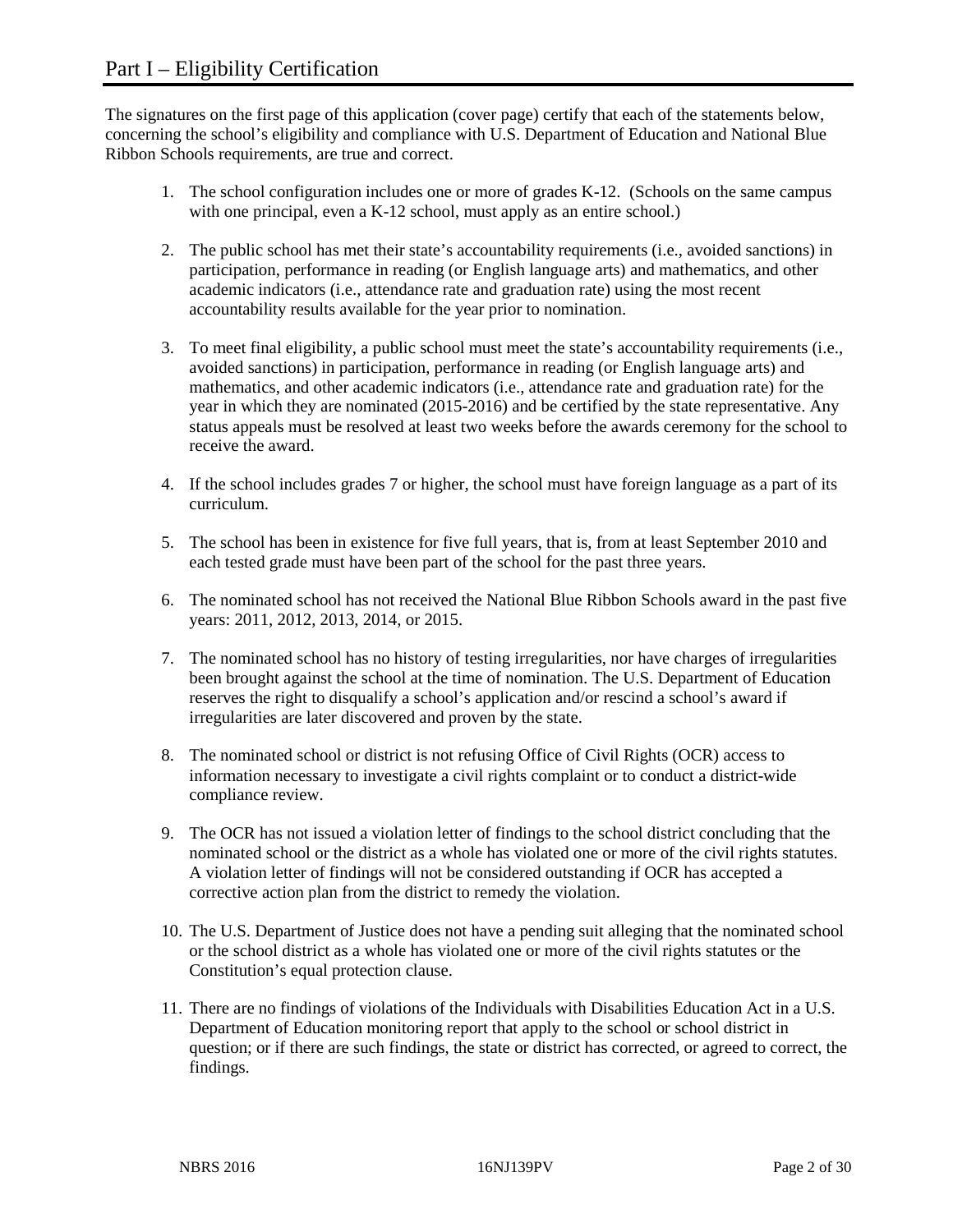# Part I – Eligibility Certification

The signatures on the first page of this application (cover page) certify that each of the statements below, concerning the school's eligibility and compliance with U.S. Department of Education and National Blue Ribbon Schools requirements, are true and correct.

1. The school configuration includes one or more of grades K-12. (Schools on the same campus with one principal, even a K-12 school, must apply as an entire school.)

2. The public school has met their state's accountability requirements (i.e., avoided sanctions) in participation, performance in reading (or English language arts) and mathematics, and other academic indicators (i.e., attendance rate and graduation rate) using the most recent accountability results available for the year prior to nomination.

3. To meet final eligibility, a public school must meet the state's accountability requirements (i.e., avoided sanctions) in participation, performance in reading (or English language arts) and mathematics, and other academic indicators (i.e., attendance rate and graduation rate) for the year in which they are nominated (2015-2016) and be certified by the state representative. Any status appeals must be resolved at least two weeks before the awards ceremony for the school to receive the award.

4. If the school includes grades 7 or higher, the school must have foreign language as a part of its curriculum.

5. The school has been in existence for five full years, that is, from at least September 2010 and each tested grade must have been part of the school for the past three years.

6. The nominated school has not received the National Blue Ribbon Schools award in the past five years: 2011, 2012, 2013, 2014, or 2015.

7. The nominated school has no history of testing irregularities, nor have charges of irregularities been brought against the school at the time of nomination. The U.S. Department of Education reserves the right to disqualify a school's application and/or rescind a school's award if irregularities are later discovered and proven by the state.

8. The nominated school or district is not refusing Office of Civil Rights (OCR) access to information necessary to investigate a civil rights complaint or to conduct a district-wide compliance review.

9. The OCR has not issued a violation letter of findings to the school district concluding that the nominated school or the district as a whole has violated one or more of the civil rights statutes. A violation letter of findings will not be considered outstanding if OCR has accepted a corrective action plan from the district to remedy the violation.

10. The U.S. Department of Justice does not have a pending suit alleging that the nominated school or the school district as a whole has violated one or more of the civil rights statutes or the Constitution's equal protection clause.

11. There are no findings of violations of the Individuals with Disabilities Education Act in a U.S. Department of Education monitoring report that apply to the school or school district in question; or if there are such findings, the state or district has corrected, or agreed to correct, the findings.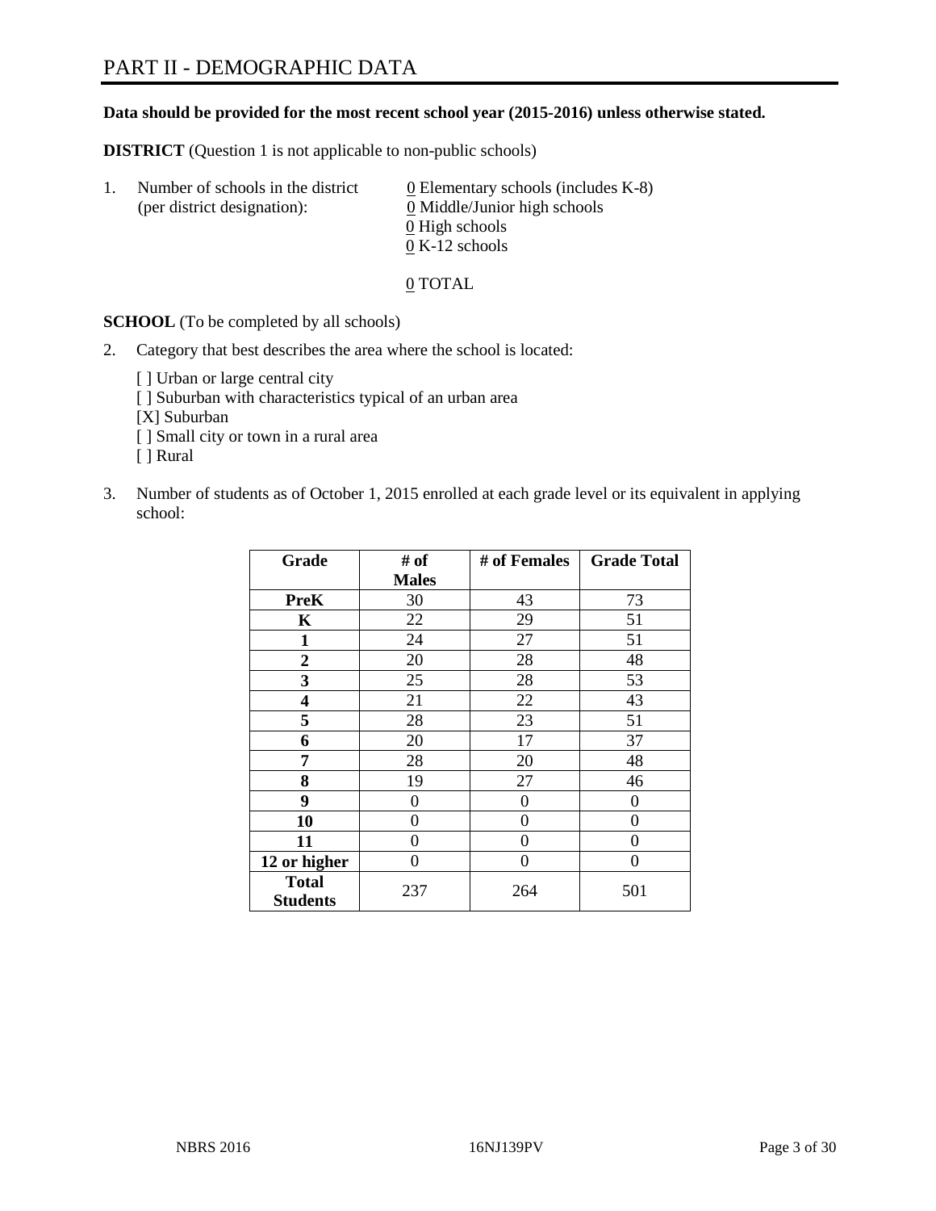# PART II - DEMOGRAPHIC DATA

**Data should be provided for the most recent school year (2015-2016) unless otherwise stated.**

**DISTRICT** (Question 1 is not applicable to non-public schools)

1. Number of schools in the district (per district designation):
   - 0 Elementary schools (includes K-8)
   - 0 Middle/Junior high schools
   - 0 High schools
   - 0 K-12 schools

   0 TOTAL

**SCHOOL** (To be completed by all schools)

2. Category that best describes the area where the school is located:

   [ ] Urban or large central city
   [ ] Suburban with characteristics typical of an urban area
   [X] Suburban
   [ ] Small city or town in a rural area
   [ ] Rural

3. Number of students as of October 1, 2015 enrolled at each grade level or its equivalent in applying school:

| Grade | # of Males | # of Females | Grade Total |
|---|---|---|---|
| **PreK** | 30 | 43 | 73 |
| **K** | 22 | 29 | 51 |
| **1** | 24 | 27 | 51 |
| **2** | 20 | 28 | 48 |
| **3** | 25 | 28 | 53 |
| **4** | 21 | 22 | 43 |
| **5** | 28 | 23 | 51 |
| **6** | 20 | 17 | 37 |
| **7** | 28 | 20 | 48 |
| **8** | 19 | 27 | 46 |
| **9** | 0 | 0 | 0 |
| **10** | 0 | 0 | 0 |
| **11** | 0 | 0 | 0 |
| **12 or higher** | 0 | 0 | 0 |
| **Total Students** | 237 | 264 | 501 |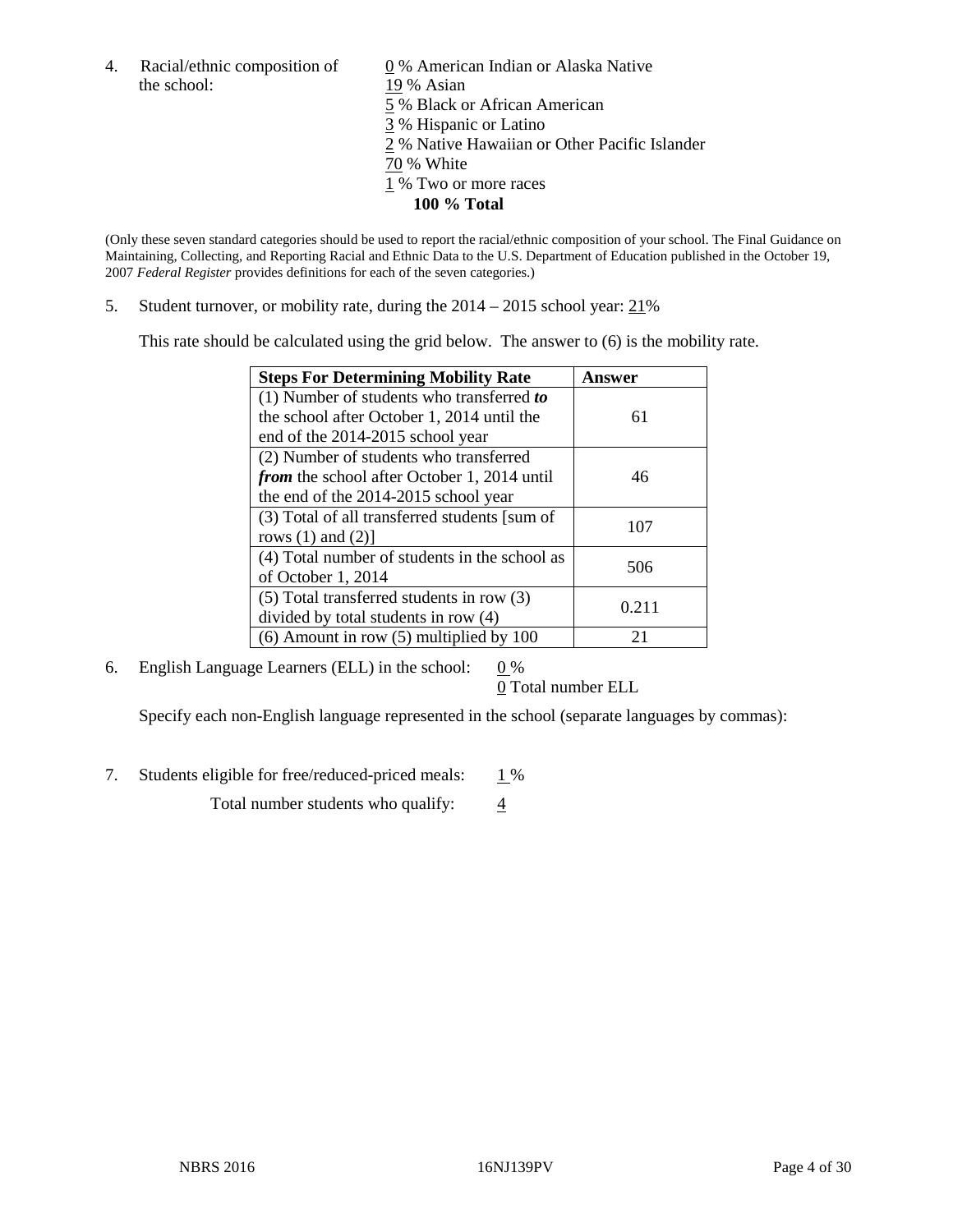4. Racial/ethnic composition of the school:

0 % American Indian or Alaska Native
19 % Asian
5 % Black or African American
3 % Hispanic or Latino
2 % Native Hawaiian or Other Pacific Islander
70 % White
1 % Two or more races
**100 % Total**

(Only these seven standard categories should be used to report the racial/ethnic composition of your school. The Final Guidance on Maintaining, Collecting, and Reporting Racial and Ethnic Data to the U.S. Department of Education published in the October 19, 2007 *Federal Register* provides definitions for each of the seven categories.)

5. Student turnover, or mobility rate, during the 2014 – 2015 school year: 21%

This rate should be calculated using the grid below. The answer to (6) is the mobility rate.

| Steps For Determining Mobility Rate | Answer |
|---|---|
| (1) Number of students who transferred ***to*** the school after October 1, 2014 until the end of the 2014-2015 school year | 61 |
| (2) Number of students who transferred ***from*** the school after October 1, 2014 until the end of the 2014-2015 school year | 46 |
| (3) Total of all transferred students [sum of rows (1) and (2)] | 107 |
| (4) Total number of students in the school as of October 1, 2014 | 506 |
| (5) Total transferred students in row (3) divided by total students in row (4) | 0.211 |
| (6) Amount in row (5) multiplied by 100 | 21 |

6. English Language Learners (ELL) in the school: 0 %
0 Total number ELL

Specify each non-English language represented in the school (separate languages by commas):

7. Students eligible for free/reduced-priced meals: 1 %
Total number students who qualify: 4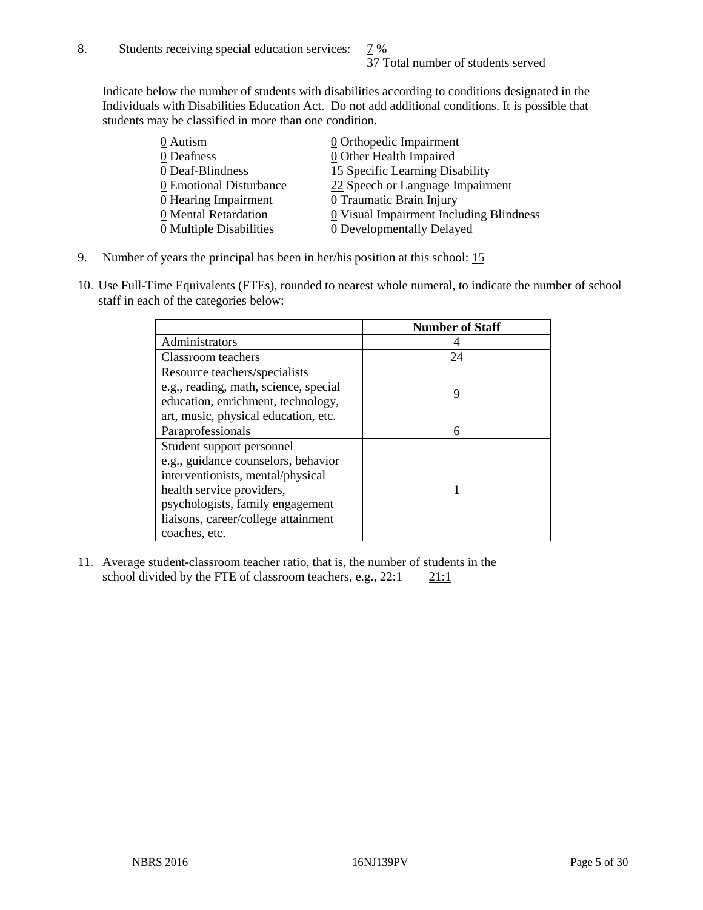8. Students receiving special education services: 7 %
   37 Total number of students served

Indicate below the number of students with disabilities according to conditions designated in the Individuals with Disabilities Education Act. Do not add additional conditions. It is possible that students may be classified in more than one condition.

| | |
|---|---|
| 0 Autism | 0 Orthopedic Impairment |
| 0 Deafness | 0 Other Health Impaired |
| 0 Deaf-Blindness | 15 Specific Learning Disability |
| 0 Emotional Disturbance | 22 Speech or Language Impairment |
| 0 Hearing Impairment | 0 Traumatic Brain Injury |
| 0 Mental Retardation | 0 Visual Impairment Including Blindness |
| 0 Multiple Disabilities | 0 Developmentally Delayed |

9. Number of years the principal has been in her/his position at this school: 15

10. Use Full-Time Equivalents (FTEs), rounded to nearest whole numeral, to indicate the number of school staff in each of the categories below:

| | Number of Staff |
|---|---|
| Administrators | 4 |
| Classroom teachers | 24 |
| Resource teachers/specialists e.g., reading, math, science, special education, enrichment, technology, art, music, physical education, etc. | 9 |
| Paraprofessionals | 6 |
| Student support personnel e.g., guidance counselors, behavior interventionists, mental/physical health service providers, psychologists, family engagement liaisons, career/college attainment coaches, etc. | 1 |

11. Average student-classroom teacher ratio, that is, the number of students in the school divided by the FTE of classroom teachers, e.g., 22:1 21:1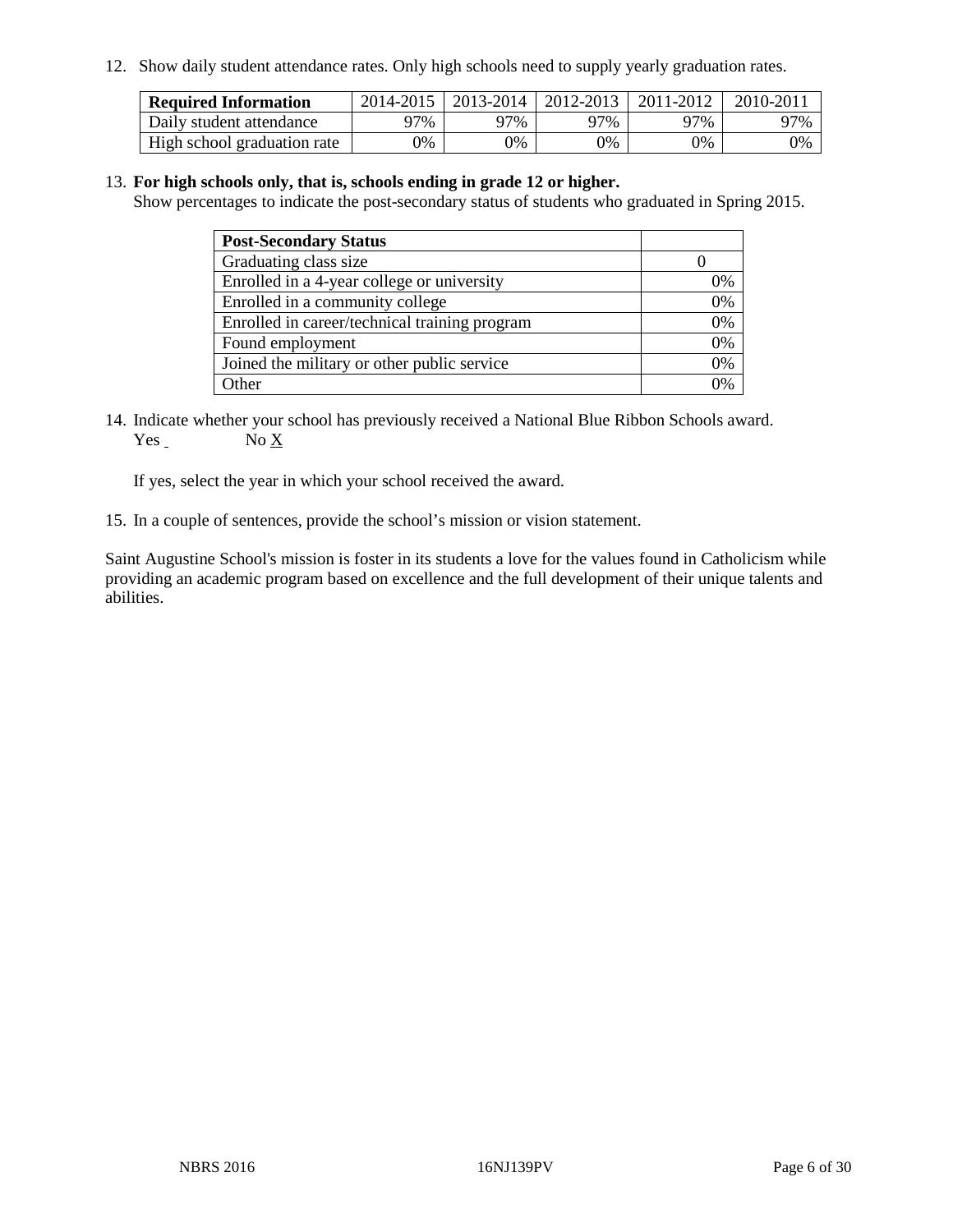12. Show daily student attendance rates. Only high schools need to supply yearly graduation rates.

| Required Information | 2014-2015 | 2013-2014 | 2012-2013 | 2011-2012 | 2010-2011 |
|---|---|---|---|---|---|
| Daily student attendance | 97% | 97% | 97% | 97% | 97% |
| High school graduation rate | 0% | 0% | 0% | 0% | 0% |

13. **For high schools only, that is, schools ending in grade 12 or higher.**
Show percentages to indicate the post-secondary status of students who graduated in Spring 2015.

| Post-Secondary Status | |
|---|---|
| Graduating class size | 0 |
| Enrolled in a 4-year college or university | 0% |
| Enrolled in a community college | 0% |
| Enrolled in career/technical training program | 0% |
| Found employment | 0% |
| Joined the military or other public service | 0% |
| Other | 0% |

14. Indicate whether your school has previously received a National Blue Ribbon Schools award.
Yes _ No X

If yes, select the year in which your school received the award.

15. In a couple of sentences, provide the school's mission or vision statement.

Saint Augustine School's mission is foster in its students a love for the values found in Catholicism while providing an academic program based on excellence and the full development of their unique talents and abilities.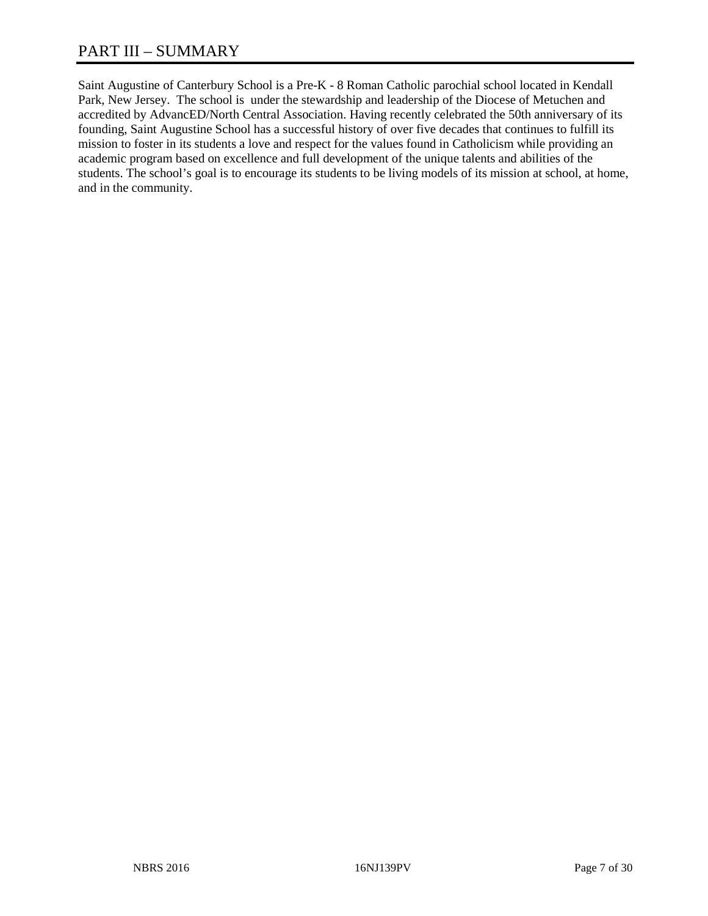# PART III – SUMMARY

Saint Augustine of Canterbury School is a Pre-K - 8 Roman Catholic parochial school located in Kendall Park, New Jersey. The school is under the stewardship and leadership of the Diocese of Metuchen and accredited by AdvancED/North Central Association. Having recently celebrated the 50th anniversary of its founding, Saint Augustine School has a successful history of over five decades that continues to fulfill its mission to foster in its students a love and respect for the values found in Catholicism while providing an academic program based on excellence and full development of the unique talents and abilities of the students. The school's goal is to encourage its students to be living models of its mission at school, at home, and in the community.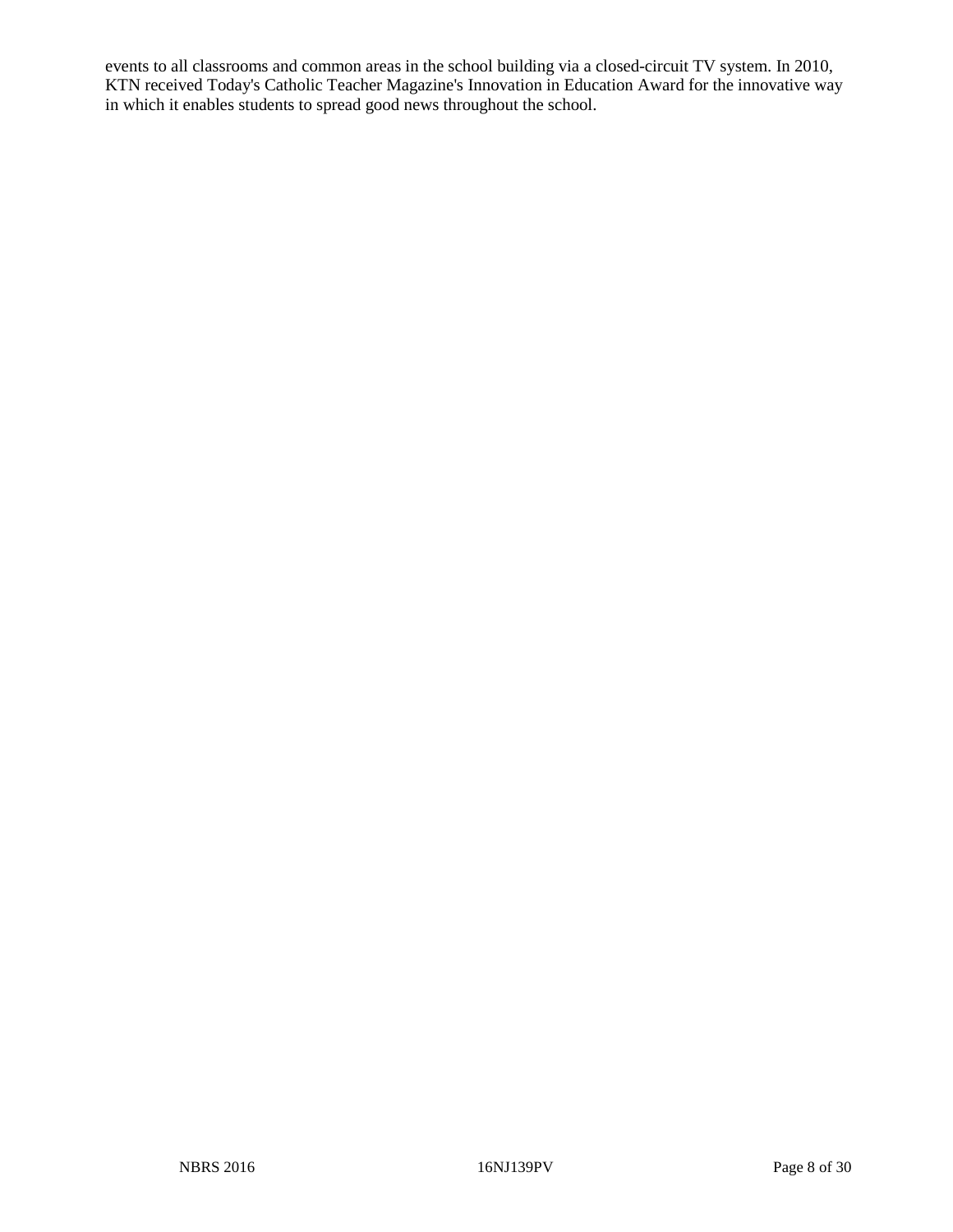events to all classrooms and common areas in the school building via a closed-circuit TV system. In 2010, KTN received Today's Catholic Teacher Magazine's Innovation in Education Award for the innovative way in which it enables students to spread good news throughout the school.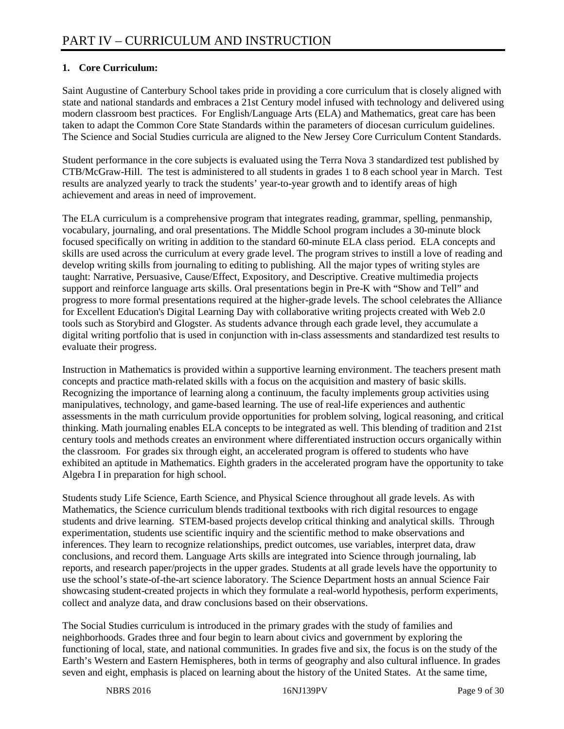# PART IV – CURRICULUM AND INSTRUCTION

**1. Core Curriculum:**

Saint Augustine of Canterbury School takes pride in providing a core curriculum that is closely aligned with state and national standards and embraces a 21st Century model infused with technology and delivered using modern classroom best practices. For English/Language Arts (ELA) and Mathematics, great care has been taken to adapt the Common Core State Standards within the parameters of diocesan curriculum guidelines. The Science and Social Studies curricula are aligned to the New Jersey Core Curriculum Content Standards.

Student performance in the core subjects is evaluated using the Terra Nova 3 standardized test published by CTB/McGraw-Hill. The test is administered to all students in grades 1 to 8 each school year in March. Test results are analyzed yearly to track the students' year-to-year growth and to identify areas of high achievement and areas in need of improvement.

The ELA curriculum is a comprehensive program that integrates reading, grammar, spelling, penmanship, vocabulary, journaling, and oral presentations. The Middle School program includes a 30-minute block focused specifically on writing in addition to the standard 60-minute ELA class period. ELA concepts and skills are used across the curriculum at every grade level. The program strives to instill a love of reading and develop writing skills from journaling to editing to publishing. All the major types of writing styles are taught: Narrative, Persuasive, Cause/Effect, Expository, and Descriptive. Creative multimedia projects support and reinforce language arts skills. Oral presentations begin in Pre-K with "Show and Tell" and progress to more formal presentations required at the higher-grade levels. The school celebrates the Alliance for Excellent Education's Digital Learning Day with collaborative writing projects created with Web 2.0 tools such as Storybird and Glogster. As students advance through each grade level, they accumulate a digital writing portfolio that is used in conjunction with in-class assessments and standardized test results to evaluate their progress.

Instruction in Mathematics is provided within a supportive learning environment. The teachers present math concepts and practice math-related skills with a focus on the acquisition and mastery of basic skills. Recognizing the importance of learning along a continuum, the faculty implements group activities using manipulatives, technology, and game-based learning. The use of real-life experiences and authentic assessments in the math curriculum provide opportunities for problem solving, logical reasoning, and critical thinking. Math journaling enables ELA concepts to be integrated as well. This blending of tradition and 21st century tools and methods creates an environment where differentiated instruction occurs organically within the classroom. For grades six through eight, an accelerated program is offered to students who have exhibited an aptitude in Mathematics. Eighth graders in the accelerated program have the opportunity to take Algebra I in preparation for high school.

Students study Life Science, Earth Science, and Physical Science throughout all grade levels. As with Mathematics, the Science curriculum blends traditional textbooks with rich digital resources to engage students and drive learning. STEM-based projects develop critical thinking and analytical skills. Through experimentation, students use scientific inquiry and the scientific method to make observations and inferences. They learn to recognize relationships, predict outcomes, use variables, interpret data, draw conclusions, and record them. Language Arts skills are integrated into Science through journaling, lab reports, and research paper/projects in the upper grades. Students at all grade levels have the opportunity to use the school's state-of-the-art science laboratory. The Science Department hosts an annual Science Fair showcasing student-created projects in which they formulate a real-world hypothesis, perform experiments, collect and analyze data, and draw conclusions based on their observations.

The Social Studies curriculum is introduced in the primary grades with the study of families and neighborhoods. Grades three and four begin to learn about civics and government by exploring the functioning of local, state, and national communities. In grades five and six, the focus is on the study of the Earth's Western and Eastern Hemispheres, both in terms of geography and also cultural influence. In grades seven and eight, emphasis is placed on learning about the history of the United States. At the same time,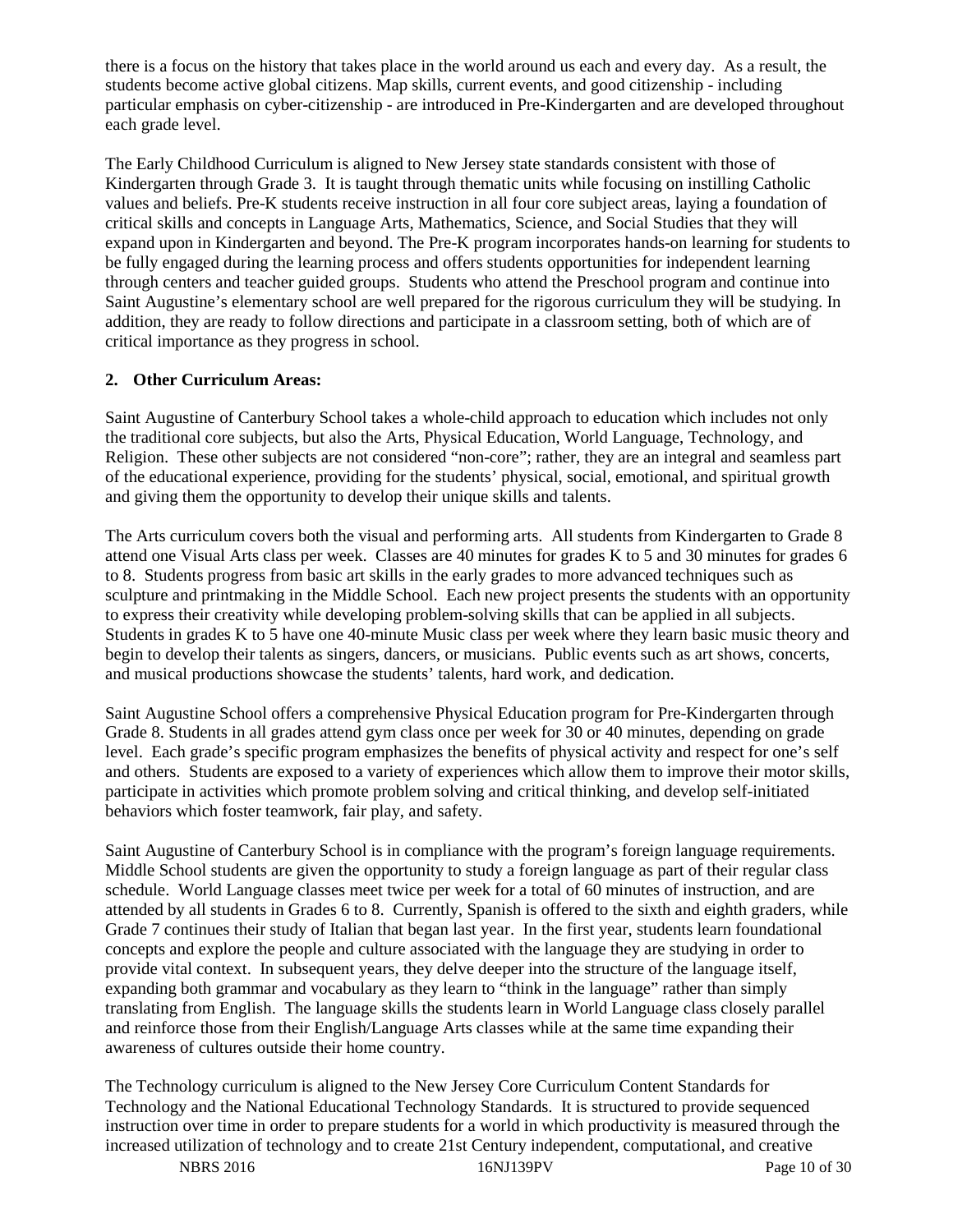there is a focus on the history that takes place in the world around us each and every day. As a result, the students become active global citizens. Map skills, current events, and good citizenship - including particular emphasis on cyber-citizenship - are introduced in Pre-Kindergarten and are developed throughout each grade level.

The Early Childhood Curriculum is aligned to New Jersey state standards consistent with those of Kindergarten through Grade 3. It is taught through thematic units while focusing on instilling Catholic values and beliefs. Pre-K students receive instruction in all four core subject areas, laying a foundation of critical skills and concepts in Language Arts, Mathematics, Science, and Social Studies that they will expand upon in Kindergarten and beyond. The Pre-K program incorporates hands-on learning for students to be fully engaged during the learning process and offers students opportunities for independent learning through centers and teacher guided groups. Students who attend the Preschool program and continue into Saint Augustine's elementary school are well prepared for the rigorous curriculum they will be studying. In addition, they are ready to follow directions and participate in a classroom setting, both of which are of critical importance as they progress in school.

**2. Other Curriculum Areas:**

Saint Augustine of Canterbury School takes a whole-child approach to education which includes not only the traditional core subjects, but also the Arts, Physical Education, World Language, Technology, and Religion. These other subjects are not considered "non-core"; rather, they are an integral and seamless part of the educational experience, providing for the students' physical, social, emotional, and spiritual growth and giving them the opportunity to develop their unique skills and talents.

The Arts curriculum covers both the visual and performing arts. All students from Kindergarten to Grade 8 attend one Visual Arts class per week. Classes are 40 minutes for grades K to 5 and 30 minutes for grades 6 to 8. Students progress from basic art skills in the early grades to more advanced techniques such as sculpture and printmaking in the Middle School. Each new project presents the students with an opportunity to express their creativity while developing problem-solving skills that can be applied in all subjects. Students in grades K to 5 have one 40-minute Music class per week where they learn basic music theory and begin to develop their talents as singers, dancers, or musicians. Public events such as art shows, concerts, and musical productions showcase the students' talents, hard work, and dedication.

Saint Augustine School offers a comprehensive Physical Education program for Pre-Kindergarten through Grade 8. Students in all grades attend gym class once per week for 30 or 40 minutes, depending on grade level. Each grade's specific program emphasizes the benefits of physical activity and respect for one's self and others. Students are exposed to a variety of experiences which allow them to improve their motor skills, participate in activities which promote problem solving and critical thinking, and develop self-initiated behaviors which foster teamwork, fair play, and safety.

Saint Augustine of Canterbury School is in compliance with the program's foreign language requirements. Middle School students are given the opportunity to study a foreign language as part of their regular class schedule. World Language classes meet twice per week for a total of 60 minutes of instruction, and are attended by all students in Grades 6 to 8. Currently, Spanish is offered to the sixth and eighth graders, while Grade 7 continues their study of Italian that began last year. In the first year, students learn foundational concepts and explore the people and culture associated with the language they are studying in order to provide vital context. In subsequent years, they delve deeper into the structure of the language itself, expanding both grammar and vocabulary as they learn to "think in the language" rather than simply translating from English. The language skills the students learn in World Language class closely parallel and reinforce those from their English/Language Arts classes while at the same time expanding their awareness of cultures outside their home country.

The Technology curriculum is aligned to the New Jersey Core Curriculum Content Standards for Technology and the National Educational Technology Standards. It is structured to provide sequenced instruction over time in order to prepare students for a world in which productivity is measured through the increased utilization of technology and to create 21st Century independent, computational, and creative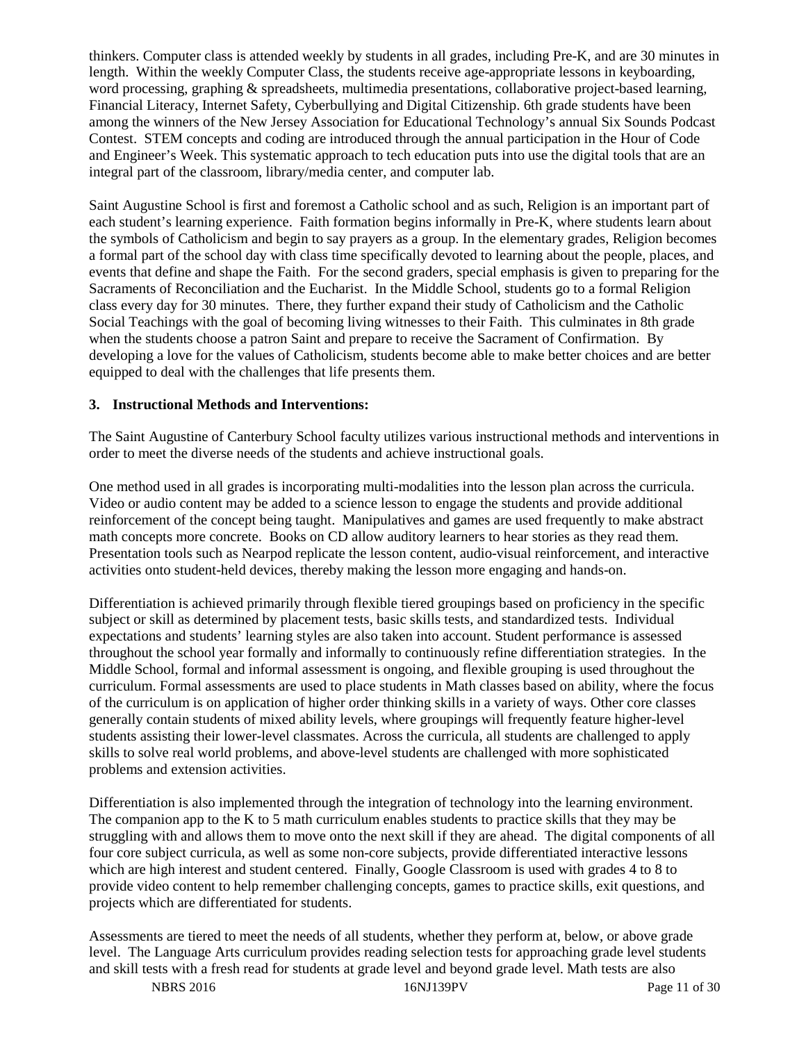thinkers. Computer class is attended weekly by students in all grades, including Pre-K, and are 30 minutes in length. Within the weekly Computer Class, the students receive age-appropriate lessons in keyboarding, word processing, graphing & spreadsheets, multimedia presentations, collaborative project-based learning, Financial Literacy, Internet Safety, Cyberbullying and Digital Citizenship. 6th grade students have been among the winners of the New Jersey Association for Educational Technology's annual Six Sounds Podcast Contest. STEM concepts and coding are introduced through the annual participation in the Hour of Code and Engineer's Week. This systematic approach to tech education puts into use the digital tools that are an integral part of the classroom, library/media center, and computer lab.

Saint Augustine School is first and foremost a Catholic school and as such, Religion is an important part of each student's learning experience. Faith formation begins informally in Pre-K, where students learn about the symbols of Catholicism and begin to say prayers as a group. In the elementary grades, Religion becomes a formal part of the school day with class time specifically devoted to learning about the people, places, and events that define and shape the Faith. For the second graders, special emphasis is given to preparing for the Sacraments of Reconciliation and the Eucharist. In the Middle School, students go to a formal Religion class every day for 30 minutes. There, they further expand their study of Catholicism and the Catholic Social Teachings with the goal of becoming living witnesses to their Faith. This culminates in 8th grade when the students choose a patron Saint and prepare to receive the Sacrament of Confirmation. By developing a love for the values of Catholicism, students become able to make better choices and are better equipped to deal with the challenges that life presents them.

### 3. Instructional Methods and Interventions:

The Saint Augustine of Canterbury School faculty utilizes various instructional methods and interventions in order to meet the diverse needs of the students and achieve instructional goals.

One method used in all grades is incorporating multi-modalities into the lesson plan across the curricula. Video or audio content may be added to a science lesson to engage the students and provide additional reinforcement of the concept being taught. Manipulatives and games are used frequently to make abstract math concepts more concrete. Books on CD allow auditory learners to hear stories as they read them. Presentation tools such as Nearpod replicate the lesson content, audio-visual reinforcement, and interactive activities onto student-held devices, thereby making the lesson more engaging and hands-on.

Differentiation is achieved primarily through flexible tiered groupings based on proficiency in the specific subject or skill as determined by placement tests, basic skills tests, and standardized tests. Individual expectations and students' learning styles are also taken into account. Student performance is assessed throughout the school year formally and informally to continuously refine differentiation strategies. In the Middle School, formal and informal assessment is ongoing, and flexible grouping is used throughout the curriculum. Formal assessments are used to place students in Math classes based on ability, where the focus of the curriculum is on application of higher order thinking skills in a variety of ways. Other core classes generally contain students of mixed ability levels, where groupings will frequently feature higher-level students assisting their lower-level classmates. Across the curricula, all students are challenged to apply skills to solve real world problems, and above-level students are challenged with more sophisticated problems and extension activities.

Differentiation is also implemented through the integration of technology into the learning environment. The companion app to the K to 5 math curriculum enables students to practice skills that they may be struggling with and allows them to move onto the next skill if they are ahead. The digital components of all four core subject curricula, as well as some non-core subjects, provide differentiated interactive lessons which are high interest and student centered. Finally, Google Classroom is used with grades 4 to 8 to provide video content to help remember challenging concepts, games to practice skills, exit questions, and projects which are differentiated for students.

Assessments are tiered to meet the needs of all students, whether they perform at, below, or above grade level. The Language Arts curriculum provides reading selection tests for approaching grade level students and skill tests with a fresh read for students at grade level and beyond grade level. Math tests are also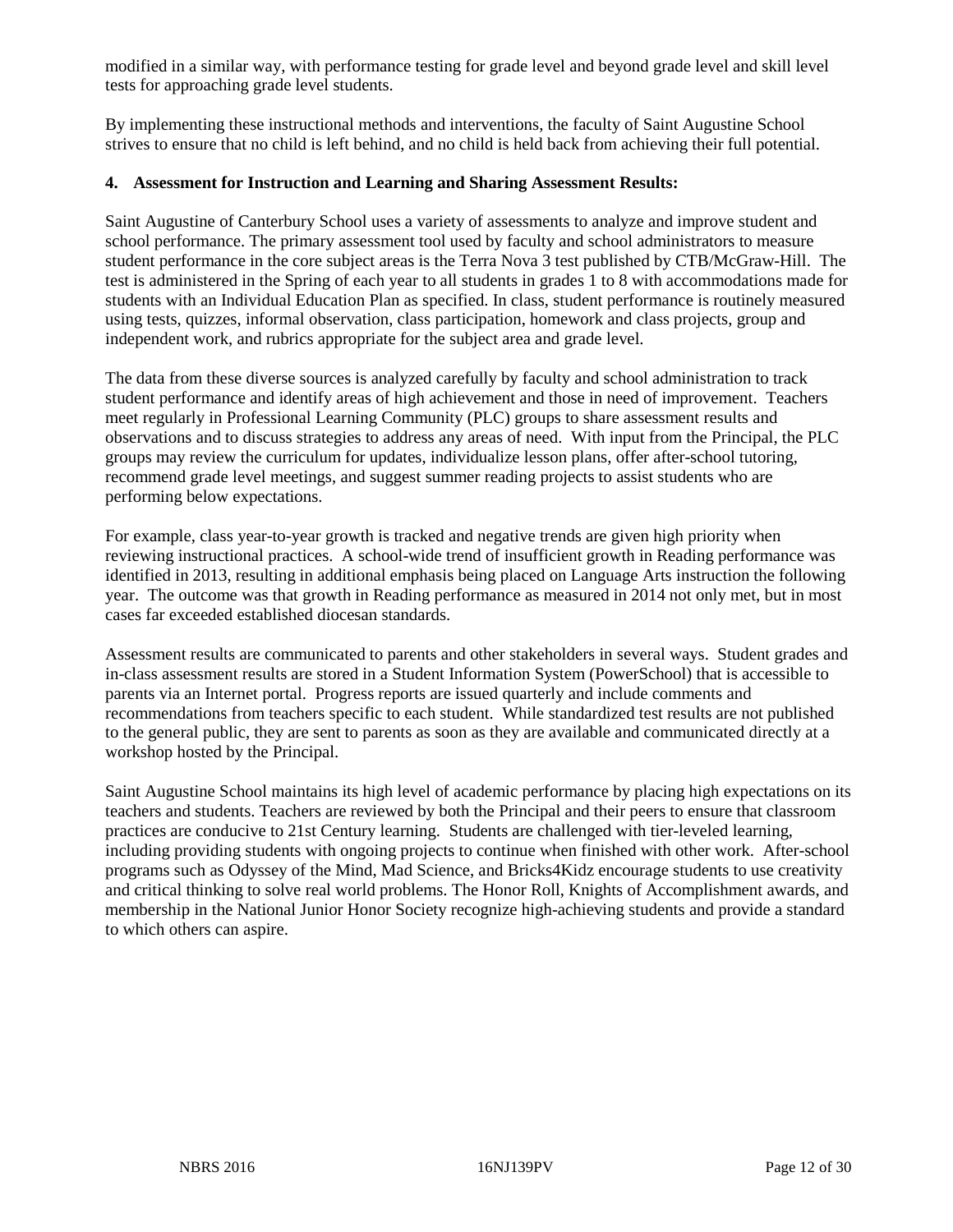modified in a similar way, with performance testing for grade level and beyond grade level and skill level tests for approaching grade level students.

By implementing these instructional methods and interventions, the faculty of Saint Augustine School strives to ensure that no child is left behind, and no child is held back from achieving their full potential.

**4. Assessment for Instruction and Learning and Sharing Assessment Results:**

Saint Augustine of Canterbury School uses a variety of assessments to analyze and improve student and school performance. The primary assessment tool used by faculty and school administrators to measure student performance in the core subject areas is the Terra Nova 3 test published by CTB/McGraw-Hill. The test is administered in the Spring of each year to all students in grades 1 to 8 with accommodations made for students with an Individual Education Plan as specified. In class, student performance is routinely measured using tests, quizzes, informal observation, class participation, homework and class projects, group and independent work, and rubrics appropriate for the subject area and grade level.

The data from these diverse sources is analyzed carefully by faculty and school administration to track student performance and identify areas of high achievement and those in need of improvement. Teachers meet regularly in Professional Learning Community (PLC) groups to share assessment results and observations and to discuss strategies to address any areas of need. With input from the Principal, the PLC groups may review the curriculum for updates, individualize lesson plans, offer after-school tutoring, recommend grade level meetings, and suggest summer reading projects to assist students who are performing below expectations.

For example, class year-to-year growth is tracked and negative trends are given high priority when reviewing instructional practices. A school-wide trend of insufficient growth in Reading performance was identified in 2013, resulting in additional emphasis being placed on Language Arts instruction the following year. The outcome was that growth in Reading performance as measured in 2014 not only met, but in most cases far exceeded established diocesan standards.

Assessment results are communicated to parents and other stakeholders in several ways. Student grades and in-class assessment results are stored in a Student Information System (PowerSchool) that is accessible to parents via an Internet portal. Progress reports are issued quarterly and include comments and recommendations from teachers specific to each student. While standardized test results are not published to the general public, they are sent to parents as soon as they are available and communicated directly at a workshop hosted by the Principal.

Saint Augustine School maintains its high level of academic performance by placing high expectations on its teachers and students. Teachers are reviewed by both the Principal and their peers to ensure that classroom practices are conducive to 21st Century learning. Students are challenged with tier-leveled learning, including providing students with ongoing projects to continue when finished with other work. After-school programs such as Odyssey of the Mind, Mad Science, and Bricks4Kidz encourage students to use creativity and critical thinking to solve real world problems. The Honor Roll, Knights of Accomplishment awards, and membership in the National Junior Honor Society recognize high-achieving students and provide a standard to which others can aspire.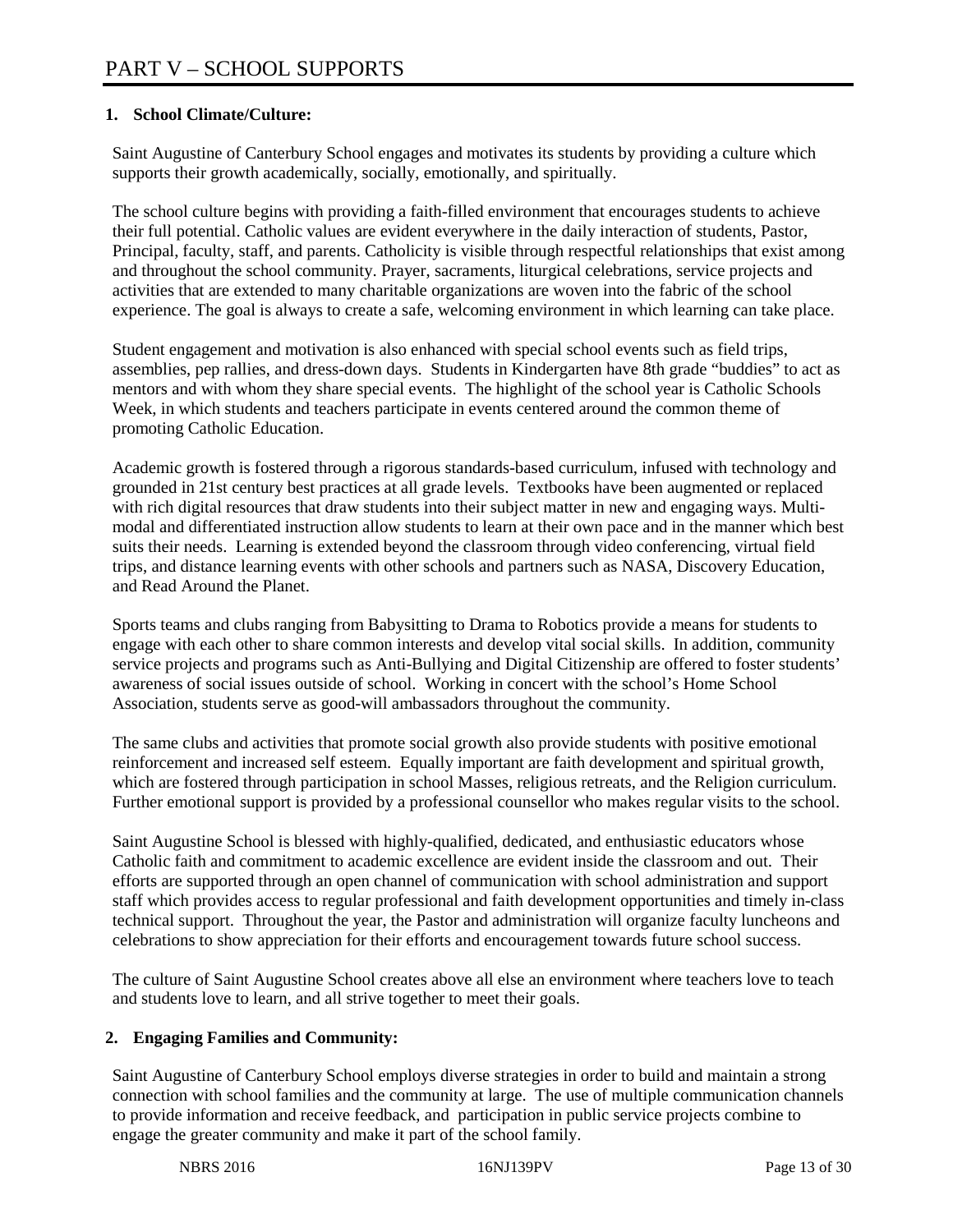# PART V – SCHOOL SUPPORTS

**1. School Climate/Culture:**

Saint Augustine of Canterbury School engages and motivates its students by providing a culture which supports their growth academically, socially, emotionally, and spiritually.

The school culture begins with providing a faith-filled environment that encourages students to achieve their full potential. Catholic values are evident everywhere in the daily interaction of students, Pastor, Principal, faculty, staff, and parents. Catholicity is visible through respectful relationships that exist among and throughout the school community. Prayer, sacraments, liturgical celebrations, service projects and activities that are extended to many charitable organizations are woven into the fabric of the school experience. The goal is always to create a safe, welcoming environment in which learning can take place.

Student engagement and motivation is also enhanced with special school events such as field trips, assemblies, pep rallies, and dress-down days. Students in Kindergarten have 8th grade "buddies" to act as mentors and with whom they share special events. The highlight of the school year is Catholic Schools Week, in which students and teachers participate in events centered around the common theme of promoting Catholic Education.

Academic growth is fostered through a rigorous standards-based curriculum, infused with technology and grounded in 21st century best practices at all grade levels. Textbooks have been augmented or replaced with rich digital resources that draw students into their subject matter in new and engaging ways. Multi-modal and differentiated instruction allow students to learn at their own pace and in the manner which best suits their needs. Learning is extended beyond the classroom through video conferencing, virtual field trips, and distance learning events with other schools and partners such as NASA, Discovery Education, and Read Around the Planet.

Sports teams and clubs ranging from Babysitting to Drama to Robotics provide a means for students to engage with each other to share common interests and develop vital social skills. In addition, community service projects and programs such as Anti-Bullying and Digital Citizenship are offered to foster students' awareness of social issues outside of school. Working in concert with the school's Home School Association, students serve as good-will ambassadors throughout the community.

The same clubs and activities that promote social growth also provide students with positive emotional reinforcement and increased self esteem. Equally important are faith development and spiritual growth, which are fostered through participation in school Masses, religious retreats, and the Religion curriculum. Further emotional support is provided by a professional counsellor who makes regular visits to the school.

Saint Augustine School is blessed with highly-qualified, dedicated, and enthusiastic educators whose Catholic faith and commitment to academic excellence are evident inside the classroom and out. Their efforts are supported through an open channel of communication with school administration and support staff which provides access to regular professional and faith development opportunities and timely in-class technical support. Throughout the year, the Pastor and administration will organize faculty luncheons and celebrations to show appreciation for their efforts and encouragement towards future school success.

The culture of Saint Augustine School creates above all else an environment where teachers love to teach and students love to learn, and all strive together to meet their goals.

**2. Engaging Families and Community:**

Saint Augustine of Canterbury School employs diverse strategies in order to build and maintain a strong connection with school families and the community at large. The use of multiple communication channels to provide information and receive feedback, and participation in public service projects combine to engage the greater community and make it part of the school family.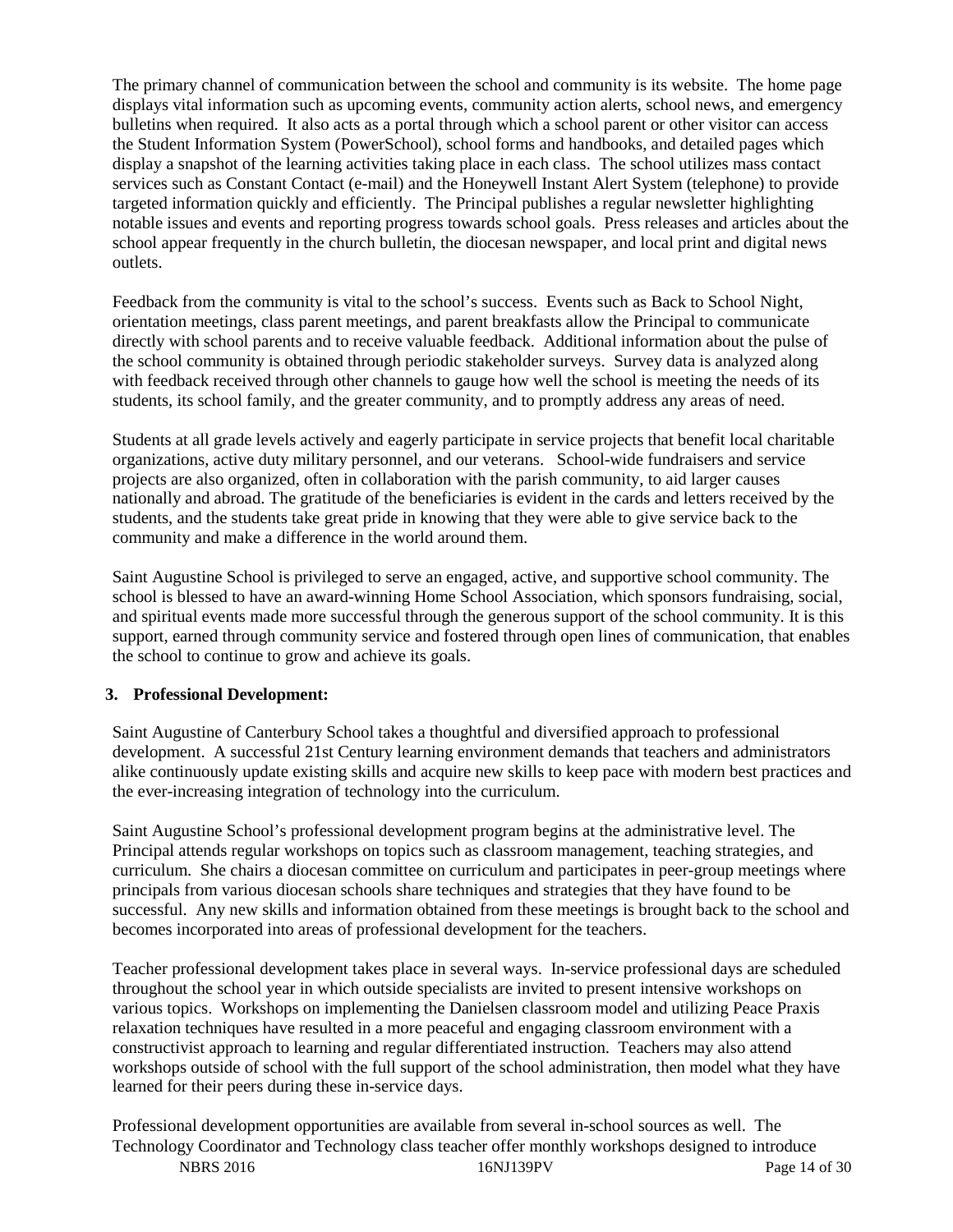The primary channel of communication between the school and community is its website. The home page displays vital information such as upcoming events, community action alerts, school news, and emergency bulletins when required. It also acts as a portal through which a school parent or other visitor can access the Student Information System (PowerSchool), school forms and handbooks, and detailed pages which display a snapshot of the learning activities taking place in each class. The school utilizes mass contact services such as Constant Contact (e-mail) and the Honeywell Instant Alert System (telephone) to provide targeted information quickly and efficiently. The Principal publishes a regular newsletter highlighting notable issues and events and reporting progress towards school goals. Press releases and articles about the school appear frequently in the church bulletin, the diocesan newspaper, and local print and digital news outlets.

Feedback from the community is vital to the school's success. Events such as Back to School Night, orientation meetings, class parent meetings, and parent breakfasts allow the Principal to communicate directly with school parents and to receive valuable feedback. Additional information about the pulse of the school community is obtained through periodic stakeholder surveys. Survey data is analyzed along with feedback received through other channels to gauge how well the school is meeting the needs of its students, its school family, and the greater community, and to promptly address any areas of need.

Students at all grade levels actively and eagerly participate in service projects that benefit local charitable organizations, active duty military personnel, and our veterans. School-wide fundraisers and service projects are also organized, often in collaboration with the parish community, to aid larger causes nationally and abroad. The gratitude of the beneficiaries is evident in the cards and letters received by the students, and the students take great pride in knowing that they were able to give service back to the community and make a difference in the world around them.

Saint Augustine School is privileged to serve an engaged, active, and supportive school community. The school is blessed to have an award-winning Home School Association, which sponsors fundraising, social, and spiritual events made more successful through the generous support of the school community. It is this support, earned through community service and fostered through open lines of communication, that enables the school to continue to grow and achieve its goals.

**3. Professional Development:**

Saint Augustine of Canterbury School takes a thoughtful and diversified approach to professional development. A successful 21st Century learning environment demands that teachers and administrators alike continuously update existing skills and acquire new skills to keep pace with modern best practices and the ever-increasing integration of technology into the curriculum.

Saint Augustine School's professional development program begins at the administrative level. The Principal attends regular workshops on topics such as classroom management, teaching strategies, and curriculum. She chairs a diocesan committee on curriculum and participates in peer-group meetings where principals from various diocesan schools share techniques and strategies that they have found to be successful. Any new skills and information obtained from these meetings is brought back to the school and becomes incorporated into areas of professional development for the teachers.

Teacher professional development takes place in several ways. In-service professional days are scheduled throughout the school year in which outside specialists are invited to present intensive workshops on various topics. Workshops on implementing the Danielsen classroom model and utilizing Peace Praxis relaxation techniques have resulted in a more peaceful and engaging classroom environment with a constructivist approach to learning and regular differentiated instruction. Teachers may also attend workshops outside of school with the full support of the school administration, then model what they have learned for their peers during these in-service days.

Professional development opportunities are available from several in-school sources as well. The Technology Coordinator and Technology class teacher offer monthly workshops designed to introduce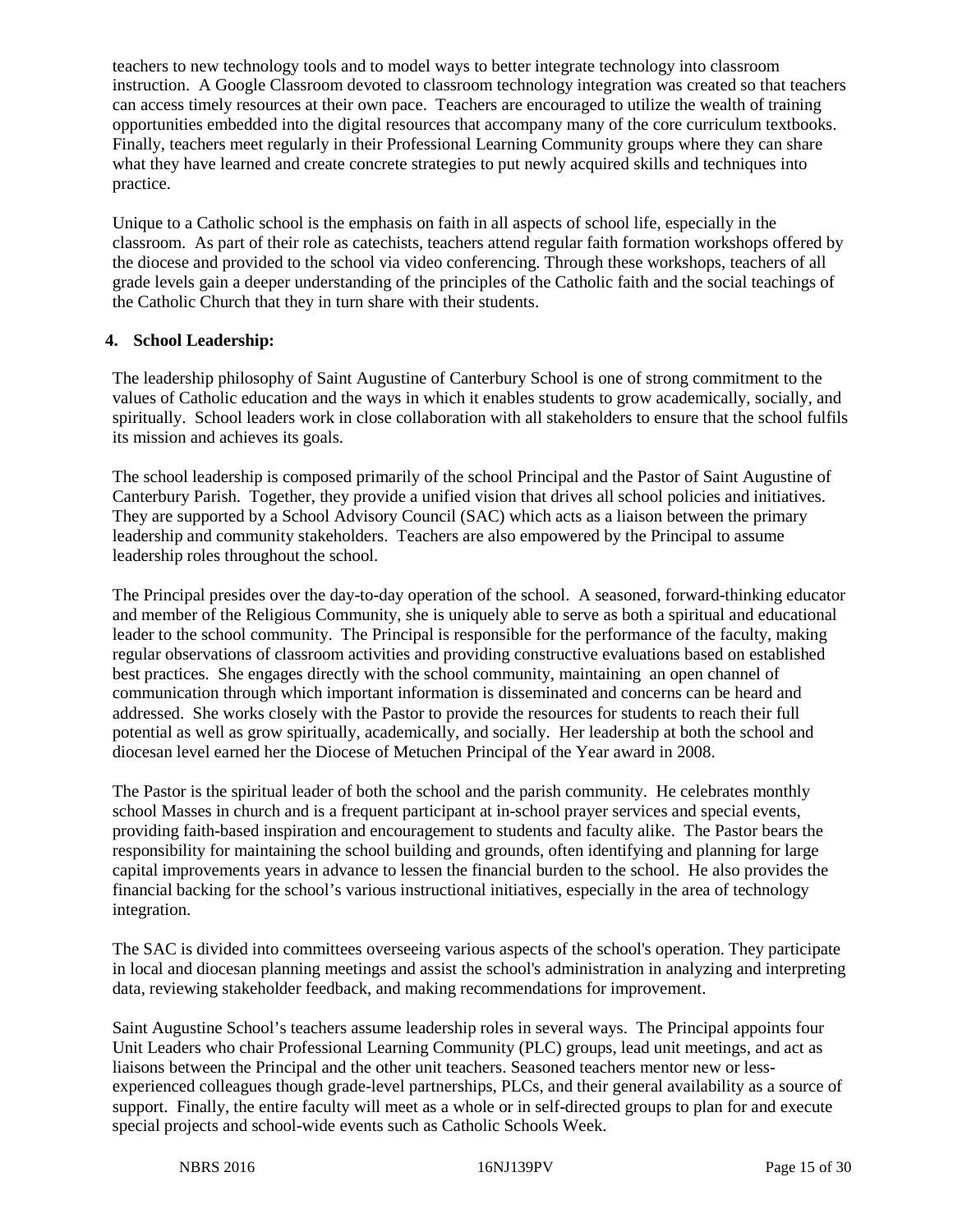teachers to new technology tools and to model ways to better integrate technology into classroom instruction. A Google Classroom devoted to classroom technology integration was created so that teachers can access timely resources at their own pace. Teachers are encouraged to utilize the wealth of training opportunities embedded into the digital resources that accompany many of the core curriculum textbooks. Finally, teachers meet regularly in their Professional Learning Community groups where they can share what they have learned and create concrete strategies to put newly acquired skills and techniques into practice.

Unique to a Catholic school is the emphasis on faith in all aspects of school life, especially in the classroom. As part of their role as catechists, teachers attend regular faith formation workshops offered by the diocese and provided to the school via video conferencing. Through these workshops, teachers of all grade levels gain a deeper understanding of the principles of the Catholic faith and the social teachings of the Catholic Church that they in turn share with their students.

**4. School Leadership:**

The leadership philosophy of Saint Augustine of Canterbury School is one of strong commitment to the values of Catholic education and the ways in which it enables students to grow academically, socially, and spiritually. School leaders work in close collaboration with all stakeholders to ensure that the school fulfils its mission and achieves its goals.

The school leadership is composed primarily of the school Principal and the Pastor of Saint Augustine of Canterbury Parish. Together, they provide a unified vision that drives all school policies and initiatives. They are supported by a School Advisory Council (SAC) which acts as a liaison between the primary leadership and community stakeholders. Teachers are also empowered by the Principal to assume leadership roles throughout the school.

The Principal presides over the day-to-day operation of the school. A seasoned, forward-thinking educator and member of the Religious Community, she is uniquely able to serve as both a spiritual and educational leader to the school community. The Principal is responsible for the performance of the faculty, making regular observations of classroom activities and providing constructive evaluations based on established best practices. She engages directly with the school community, maintaining an open channel of communication through which important information is disseminated and concerns can be heard and addressed. She works closely with the Pastor to provide the resources for students to reach their full potential as well as grow spiritually, academically, and socially. Her leadership at both the school and diocesan level earned her the Diocese of Metuchen Principal of the Year award in 2008.

The Pastor is the spiritual leader of both the school and the parish community. He celebrates monthly school Masses in church and is a frequent participant at in-school prayer services and special events, providing faith-based inspiration and encouragement to students and faculty alike. The Pastor bears the responsibility for maintaining the school building and grounds, often identifying and planning for large capital improvements years in advance to lessen the financial burden to the school. He also provides the financial backing for the school's various instructional initiatives, especially in the area of technology integration.

The SAC is divided into committees overseeing various aspects of the school's operation. They participate in local and diocesan planning meetings and assist the school's administration in analyzing and interpreting data, reviewing stakeholder feedback, and making recommendations for improvement.

Saint Augustine School's teachers assume leadership roles in several ways. The Principal appoints four Unit Leaders who chair Professional Learning Community (PLC) groups, lead unit meetings, and act as liaisons between the Principal and the other unit teachers. Seasoned teachers mentor new or less-experienced colleagues though grade-level partnerships, PLCs, and their general availability as a source of support. Finally, the entire faculty will meet as a whole or in self-directed groups to plan for and execute special projects and school-wide events such as Catholic Schools Week.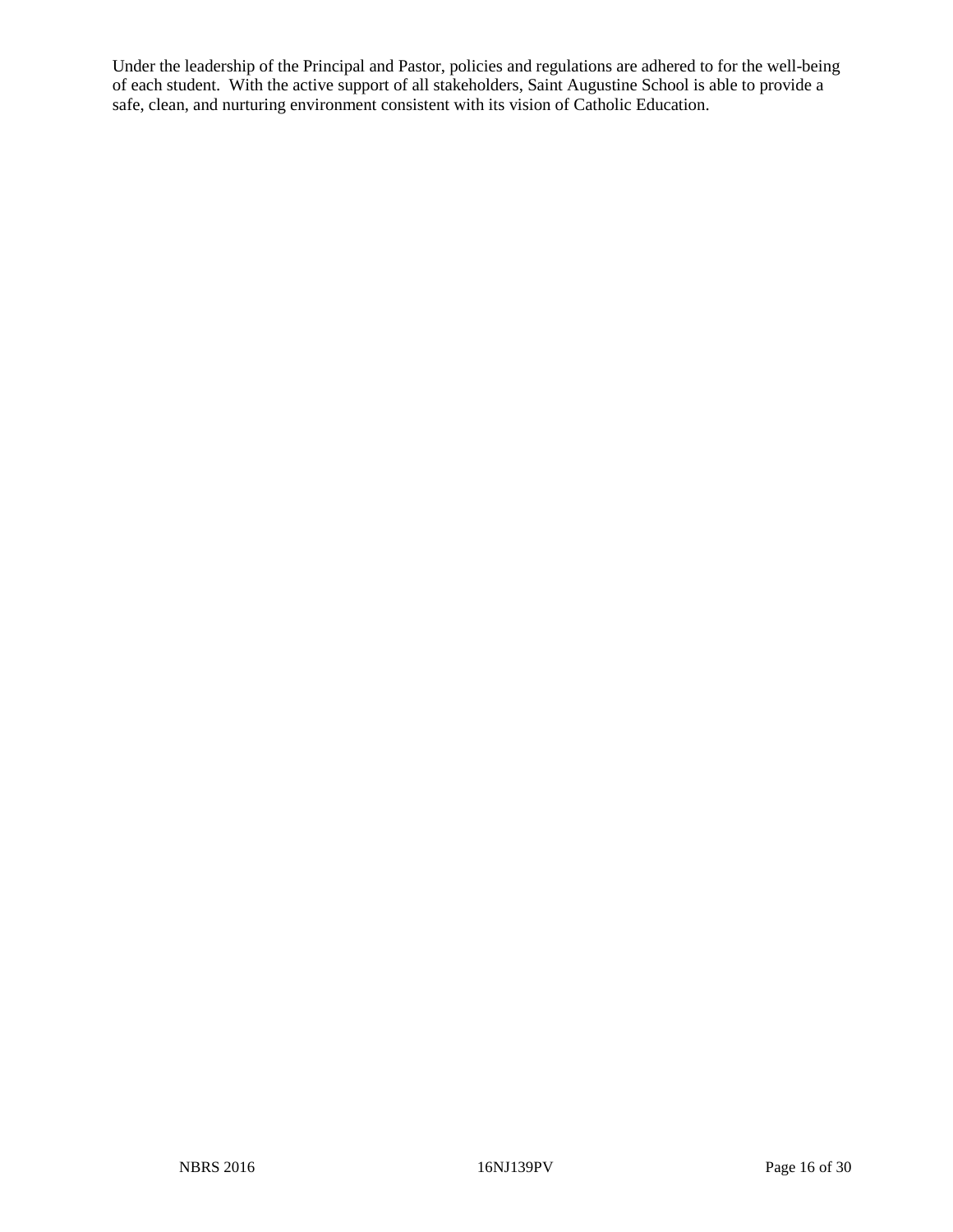Under the leadership of the Principal and Pastor, policies and regulations are adhered to for the well-being of each student. With the active support of all stakeholders, Saint Augustine School is able to provide a safe, clean, and nurturing environment consistent with its vision of Catholic Education.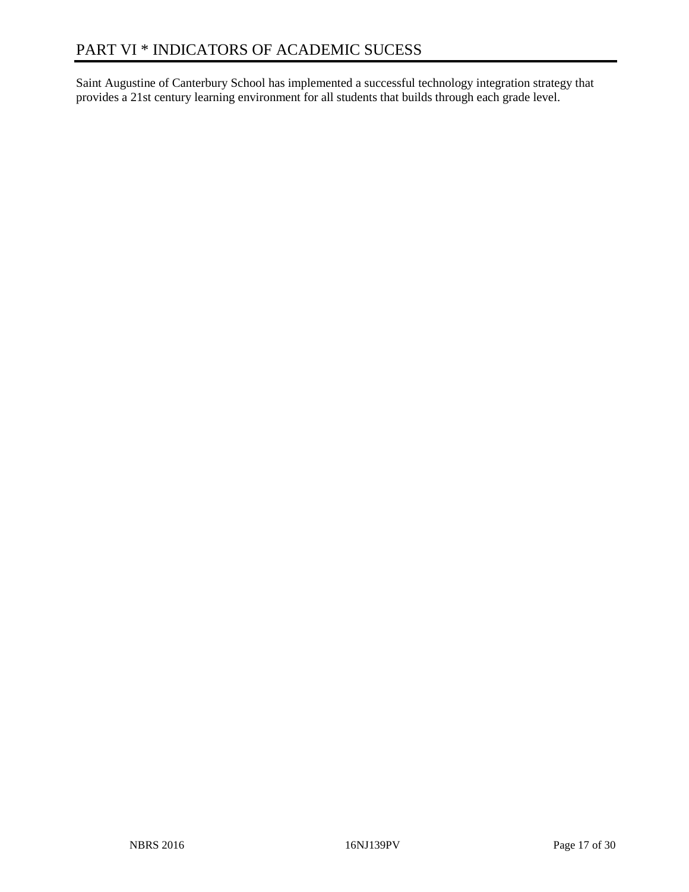# PART VI * INDICATORS OF ACADEMIC SUCESS

Saint Augustine of Canterbury School has implemented a successful technology integration strategy that provides a 21st century learning environment for all students that builds through each grade level.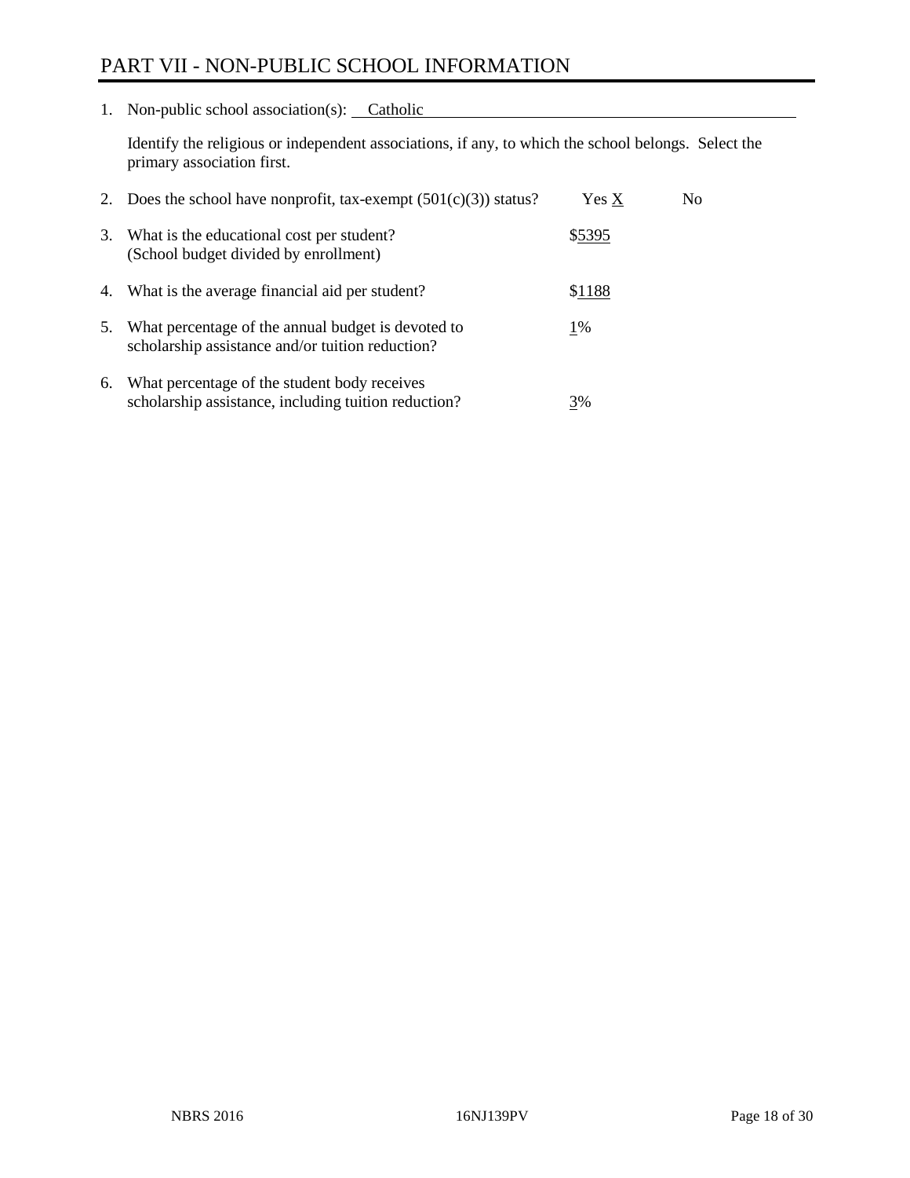# PART VII - NON-PUBLIC SCHOOL INFORMATION

1. Non-public school association(s): Catholic

   Identify the religious or independent associations, if any, to which the school belongs. Select the primary association first.

2. Does the school have nonprofit, tax-exempt (501(c)(3)) status? Yes X No

3. What is the educational cost per student? (School budget divided by enrollment) $5395

4. What is the average financial aid per student? $1188

5. What percentage of the annual budget is devoted to scholarship assistance and/or tuition reduction? 1%

6. What percentage of the student body receives scholarship assistance, including tuition reduction? 3%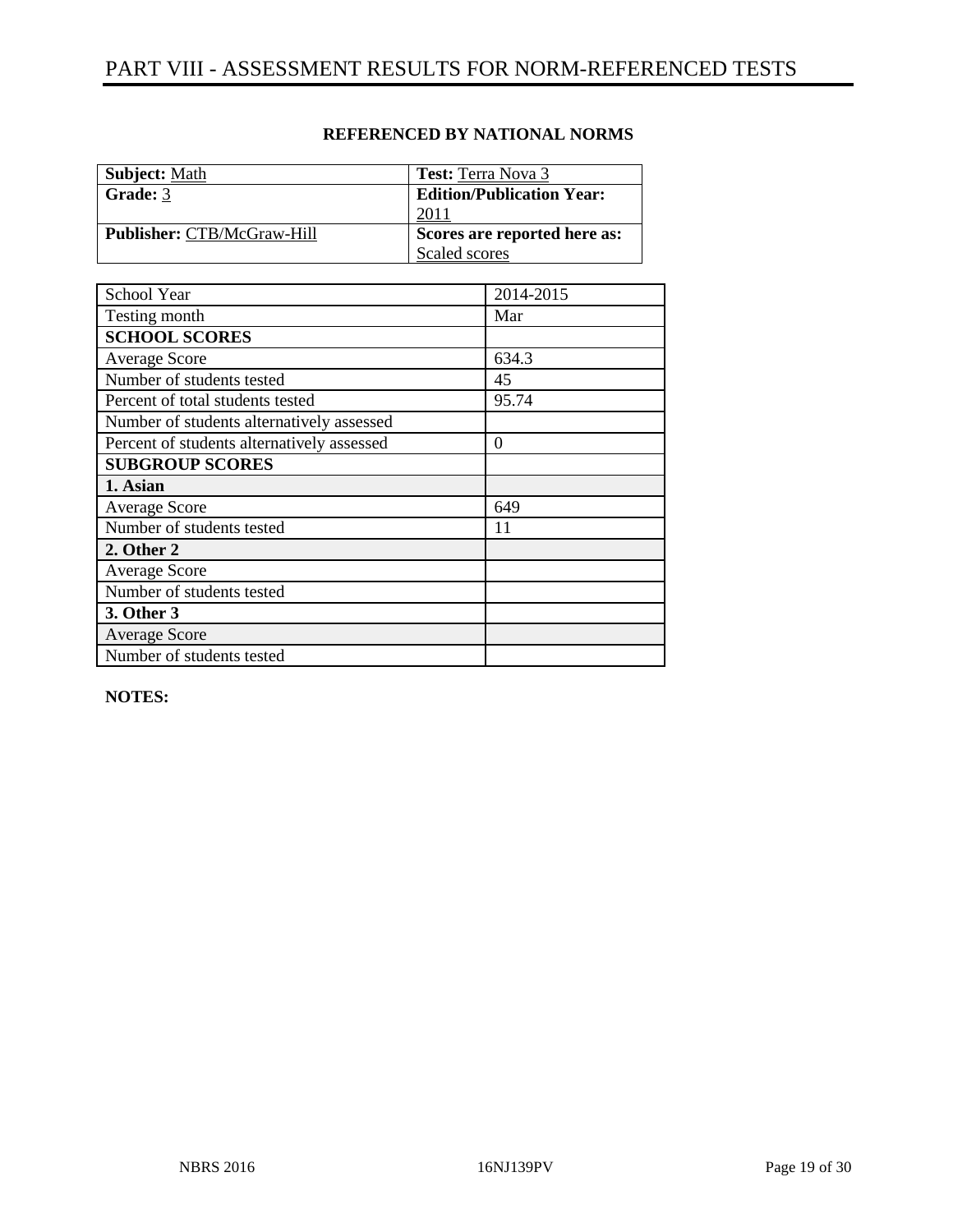# PART VIII - ASSESSMENT RESULTS FOR NORM-REFERENCED TESTS

**REFERENCED BY NATIONAL NORMS**

| | |
|---|---|
| **Subject:** Math | **Test:** Terra Nova 3 |
| **Grade:** 3 | **Edition/Publication Year:** 2011 |
| **Publisher:** CTB/McGraw-Hill | **Scores are reported here as:** Scaled scores |

| School Year | 2014-2015 |
|---|---|
| Testing month | Mar |
| **SCHOOL SCORES** | |
| Average Score | 634.3 |
| Number of students tested | 45 |
| Percent of total students tested | 95.74 |
| Number of students alternatively assessed | |
| Percent of students alternatively assessed | 0 |
| **SUBGROUP SCORES** | |
| **1. Asian** | |
| Average Score | 649 |
| Number of students tested | 11 |
| **2. Other 2** | |
| Average Score | |
| Number of students tested | |
| **3. Other 3** | |
| Average Score | |
| Number of students tested | |

**NOTES:**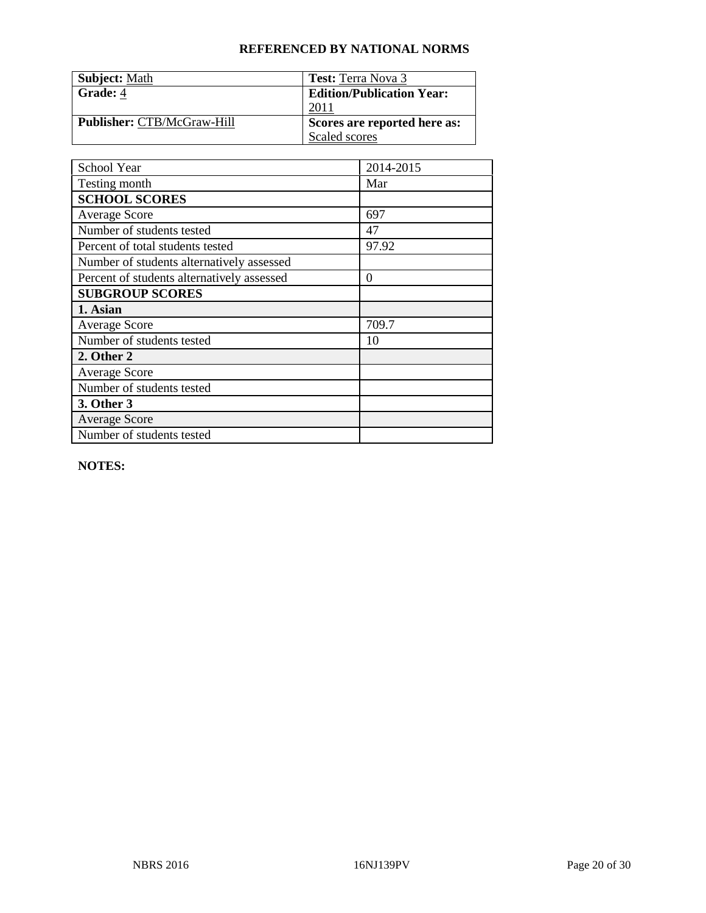**REFERENCED BY NATIONAL NORMS**

| **Subject:** Math | **Test:** Terra Nova 3 |
|---|---|
| **Grade:** 4 | **Edition/Publication Year:** 2011 |
| **Publisher:** CTB/McGraw-Hill | **Scores are reported here as:** Scaled scores |

| School Year | 2014-2015 |
|---|---|
| Testing month | Mar |
| **SCHOOL SCORES** | |
| Average Score | 697 |
| Number of students tested | 47 |
| Percent of total students tested | 97.92 |
| Number of students alternatively assessed | |
| Percent of students alternatively assessed | 0 |
| **SUBGROUP SCORES** | |
| **1. Asian** | |
| Average Score | 709.7 |
| Number of students tested | 10 |
| **2. Other 2** | |
| Average Score | |
| Number of students tested | |
| **3. Other 3** | |
| Average Score | |
| Number of students tested | |

**NOTES:**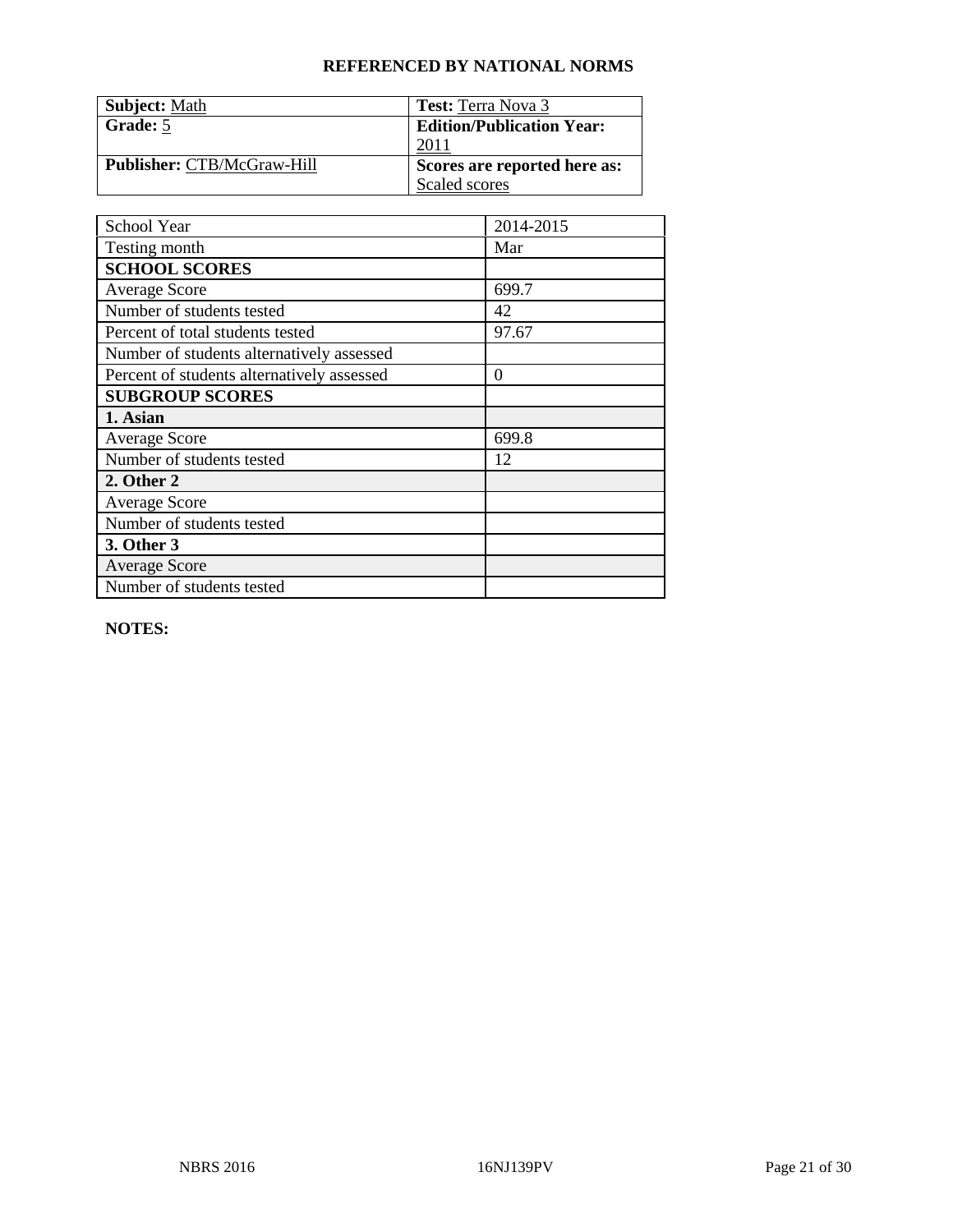**REFERENCED BY NATIONAL NORMS**

| | |
|---|---|
| **Subject:** Math | **Test:** Terra Nova 3 |
| **Grade:** 5 | **Edition/Publication Year:** 2011 |
| **Publisher:** CTB/McGraw-Hill | **Scores are reported here as:** Scaled scores |

| School Year | 2014-2015 |
|---|---|
| Testing month | Mar |
| **SCHOOL SCORES** | |
| Average Score | 699.7 |
| Number of students tested | 42 |
| Percent of total students tested | 97.67 |
| Number of students alternatively assessed | |
| Percent of students alternatively assessed | 0 |
| **SUBGROUP SCORES** | |
| **1. Asian** | |
| Average Score | 699.8 |
| Number of students tested | 12 |
| **2. Other 2** | |
| Average Score | |
| Number of students tested | |
| **3. Other 3** | |
| Average Score | |
| Number of students tested | |

**NOTES:**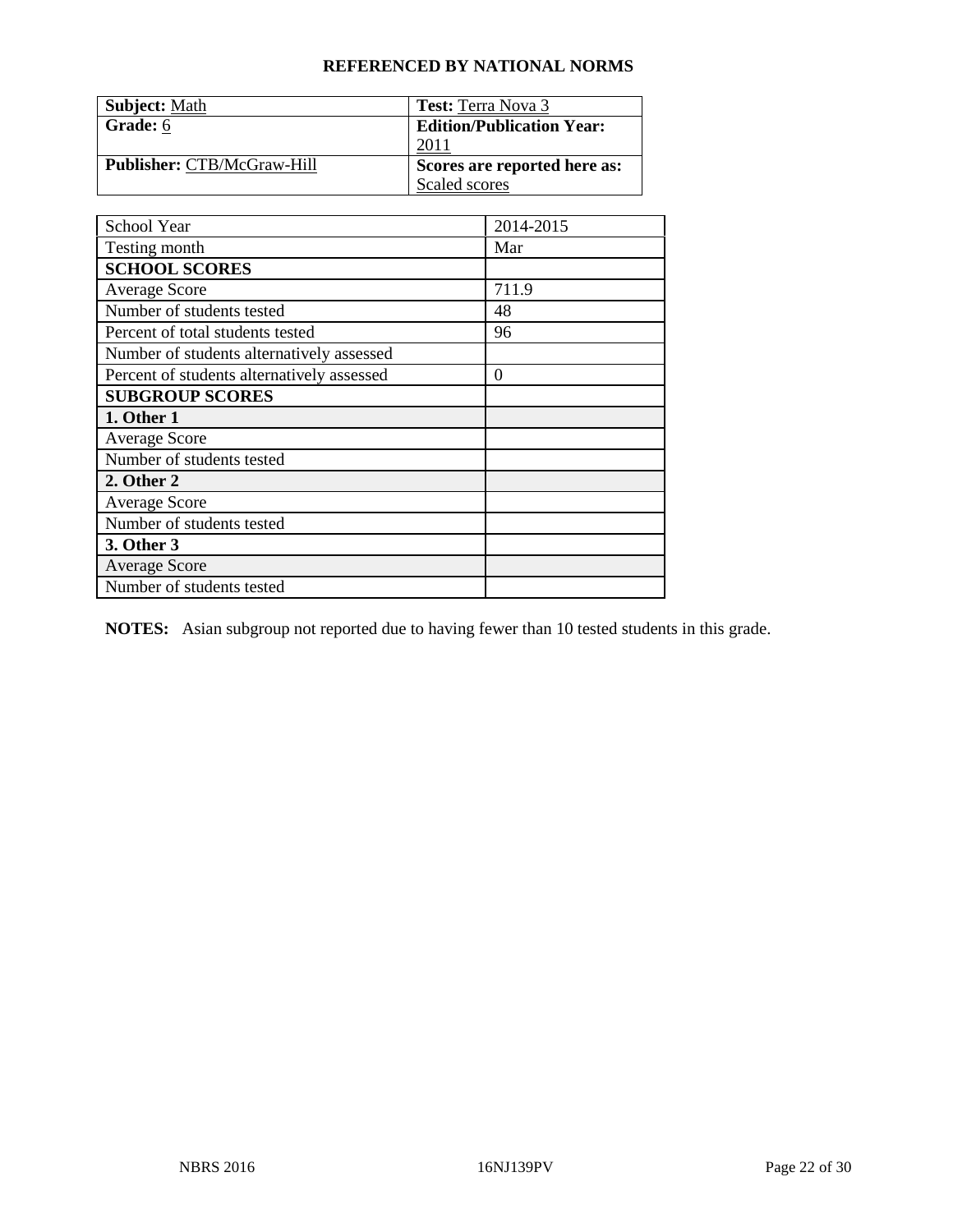**REFERENCED BY NATIONAL NORMS**

| | |
|---|---|
| **Subject:** Math | **Test:** Terra Nova 3 |
| **Grade:** 6 | **Edition/Publication Year:** 2011 |
| **Publisher:** CTB/McGraw-Hill | **Scores are reported here as:** Scaled scores |

| School Year | 2014-2015 |
|---|---|
| Testing month | Mar |
| **SCHOOL SCORES** | |
| Average Score | 711.9 |
| Number of students tested | 48 |
| Percent of total students tested | 96 |
| Number of students alternatively assessed | |
| Percent of students alternatively assessed | 0 |
| **SUBGROUP SCORES** | |
| **1. Other 1** | |
| Average Score | |
| Number of students tested | |
| **2. Other 2** | |
| Average Score | |
| Number of students tested | |
| **3. Other 3** | |
| Average Score | |
| Number of students tested | |

**NOTES:** Asian subgroup not reported due to having fewer than 10 tested students in this grade.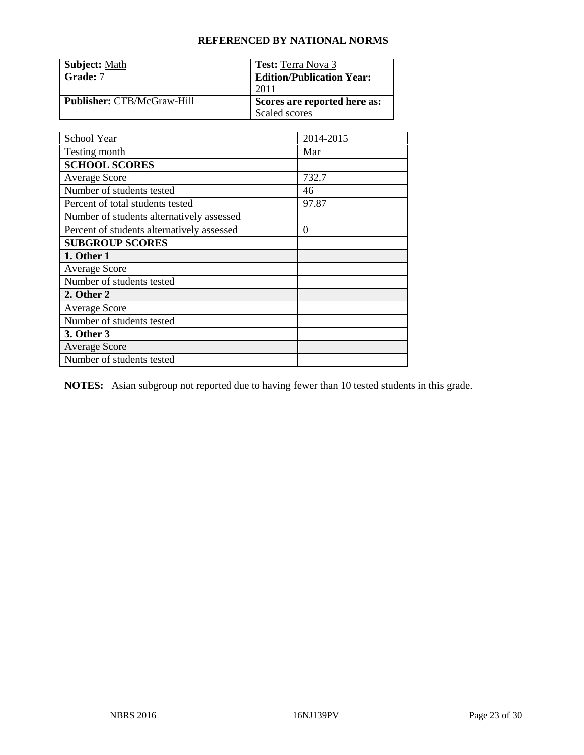## REFERENCED BY NATIONAL NORMS

| | |
|---|---|
| **Subject:** Math | **Test:** Terra Nova 3 |
| **Grade:** 7 | **Edition/Publication Year:** 2011 |
| **Publisher:** CTB/McGraw-Hill | **Scores are reported here as:** Scaled scores |

| School Year | 2014-2015 |
|---|---|
| Testing month | Mar |
| **SCHOOL SCORES** | |
| Average Score | 732.7 |
| Number of students tested | 46 |
| Percent of total students tested | 97.87 |
| Number of students alternatively assessed | |
| Percent of students alternatively assessed | 0 |
| **SUBGROUP SCORES** | |
| **1. Other 1** | |
| Average Score | |
| Number of students tested | |
| **2. Other 2** | |
| Average Score | |
| Number of students tested | |
| **3. Other 3** | |
| Average Score | |
| Number of students tested | |

**NOTES:** Asian subgroup not reported due to having fewer than 10 tested students in this grade.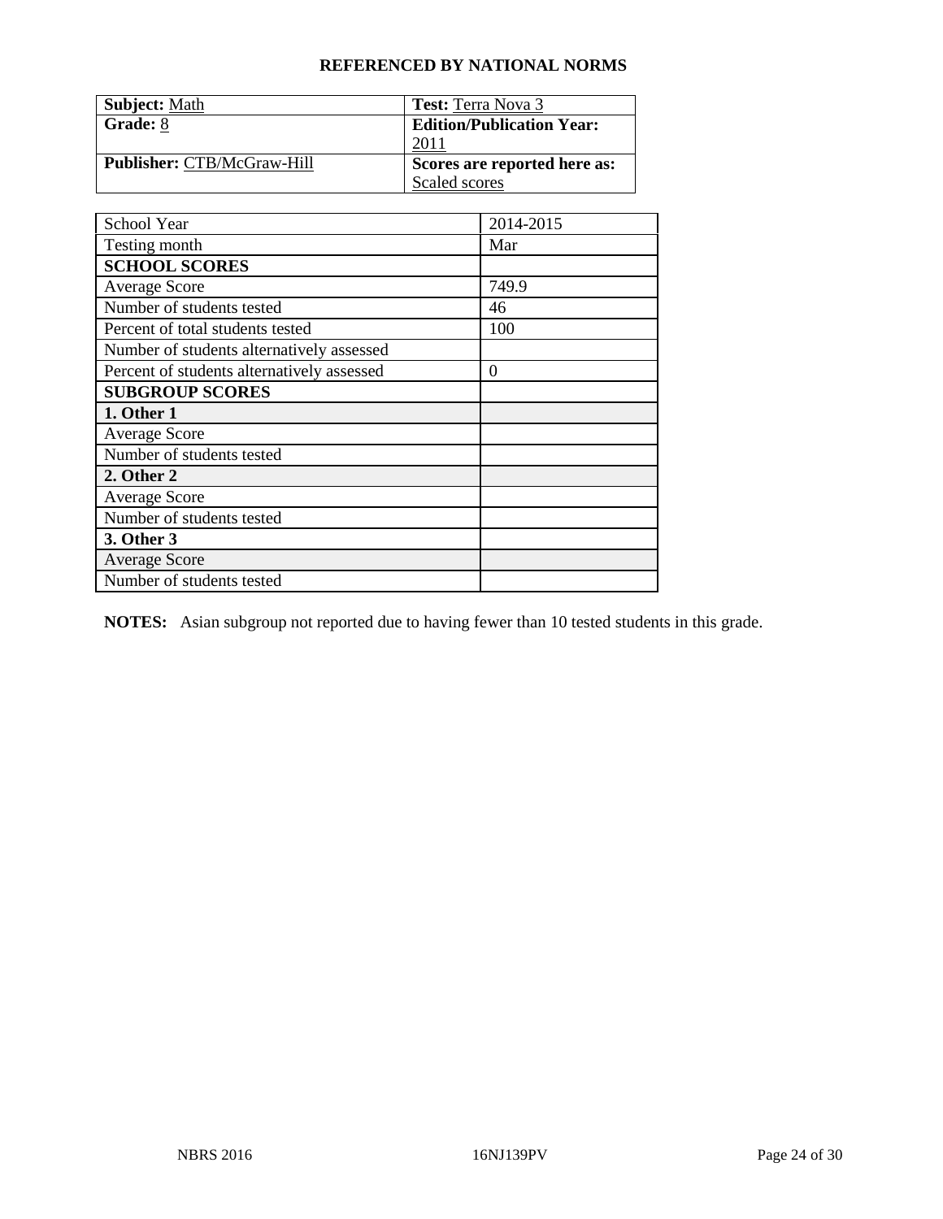**REFERENCED BY NATIONAL NORMS**

| | |
|---|---|
| **Subject:** Math | **Test:** Terra Nova 3 |
| **Grade:** 8 | **Edition/Publication Year:** 2011 |
| **Publisher:** CTB/McGraw-Hill | **Scores are reported here as:** Scaled scores |

| School Year | 2014-2015 |
|---|---|
| Testing month | Mar |
| **SCHOOL SCORES** | |
| Average Score | 749.9 |
| Number of students tested | 46 |
| Percent of total students tested | 100 |
| Number of students alternatively assessed | |
| Percent of students alternatively assessed | 0 |
| **SUBGROUP SCORES** | |
| **1. Other 1** | |
| Average Score | |
| Number of students tested | |
| **2. Other 2** | |
| Average Score | |
| Number of students tested | |
| **3. Other 3** | |
| Average Score | |
| Number of students tested | |

**NOTES:** Asian subgroup not reported due to having fewer than 10 tested students in this grade.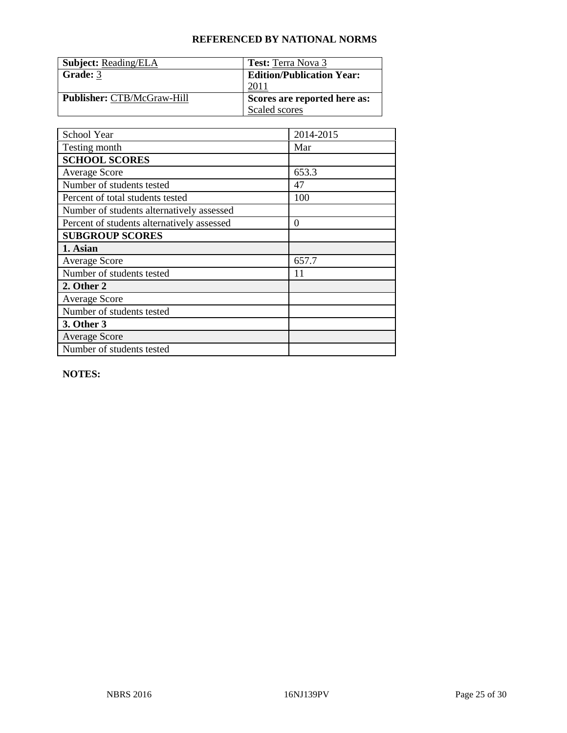## REFERENCED BY NATIONAL NORMS

| **Subject:** Reading/ELA | **Test:** Terra Nova 3 |
|---|---|
| **Grade:** 3 | **Edition/Publication Year:** 2011 |
| **Publisher:** CTB/McGraw-Hill | **Scores are reported here as:** Scaled scores |

| School Year | 2014-2015 |
|---|---|
| Testing month | Mar |
| **SCHOOL SCORES** | |
| Average Score | 653.3 |
| Number of students tested | 47 |
| Percent of total students tested | 100 |
| Number of students alternatively assessed | |
| Percent of students alternatively assessed | 0 |
| **SUBGROUP SCORES** | |
| **1. Asian** | |
| Average Score | 657.7 |
| Number of students tested | 11 |
| **2. Other 2** | |
| Average Score | |
| Number of students tested | |
| **3. Other 3** | |
| Average Score | |
| Number of students tested | |

**NOTES:**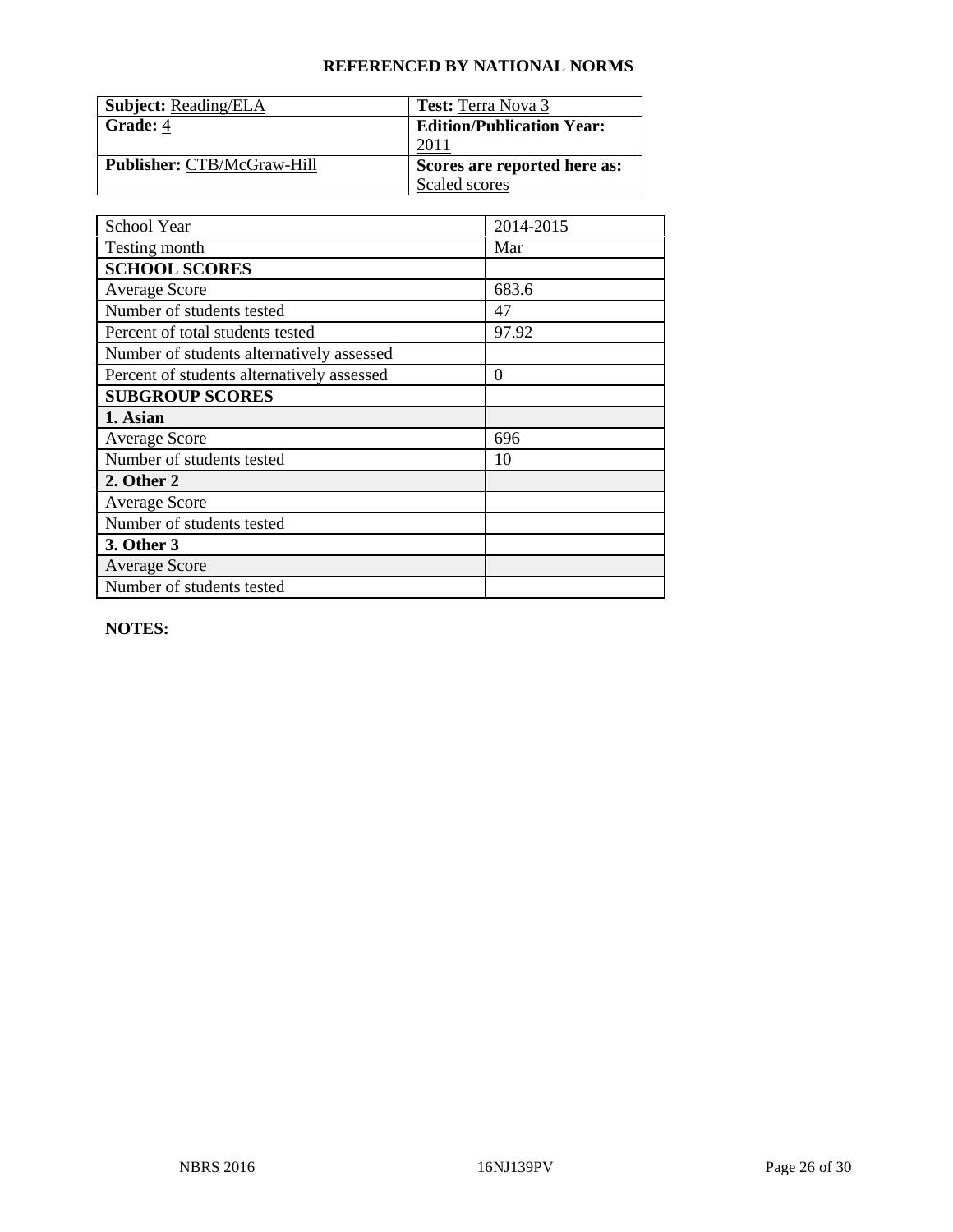**REFERENCED BY NATIONAL NORMS**

| | |
|---|---|
| **Subject:** Reading/ELA | **Test:** Terra Nova 3 |
| **Grade:** 4 | **Edition/Publication Year:** 2011 |
| **Publisher:** CTB/McGraw-Hill | **Scores are reported here as:** Scaled scores |

| School Year | 2014-2015 |
|---|---|
| Testing month | Mar |
| **SCHOOL SCORES** | |
| Average Score | 683.6 |
| Number of students tested | 47 |
| Percent of total students tested | 97.92 |
| Number of students alternatively assessed | |
| Percent of students alternatively assessed | 0 |
| **SUBGROUP SCORES** | |
| **1. Asian** | |
| Average Score | 696 |
| Number of students tested | 10 |
| **2. Other 2** | |
| Average Score | |
| Number of students tested | |
| **3. Other 3** | |
| Average Score | |
| Number of students tested | |

**NOTES:**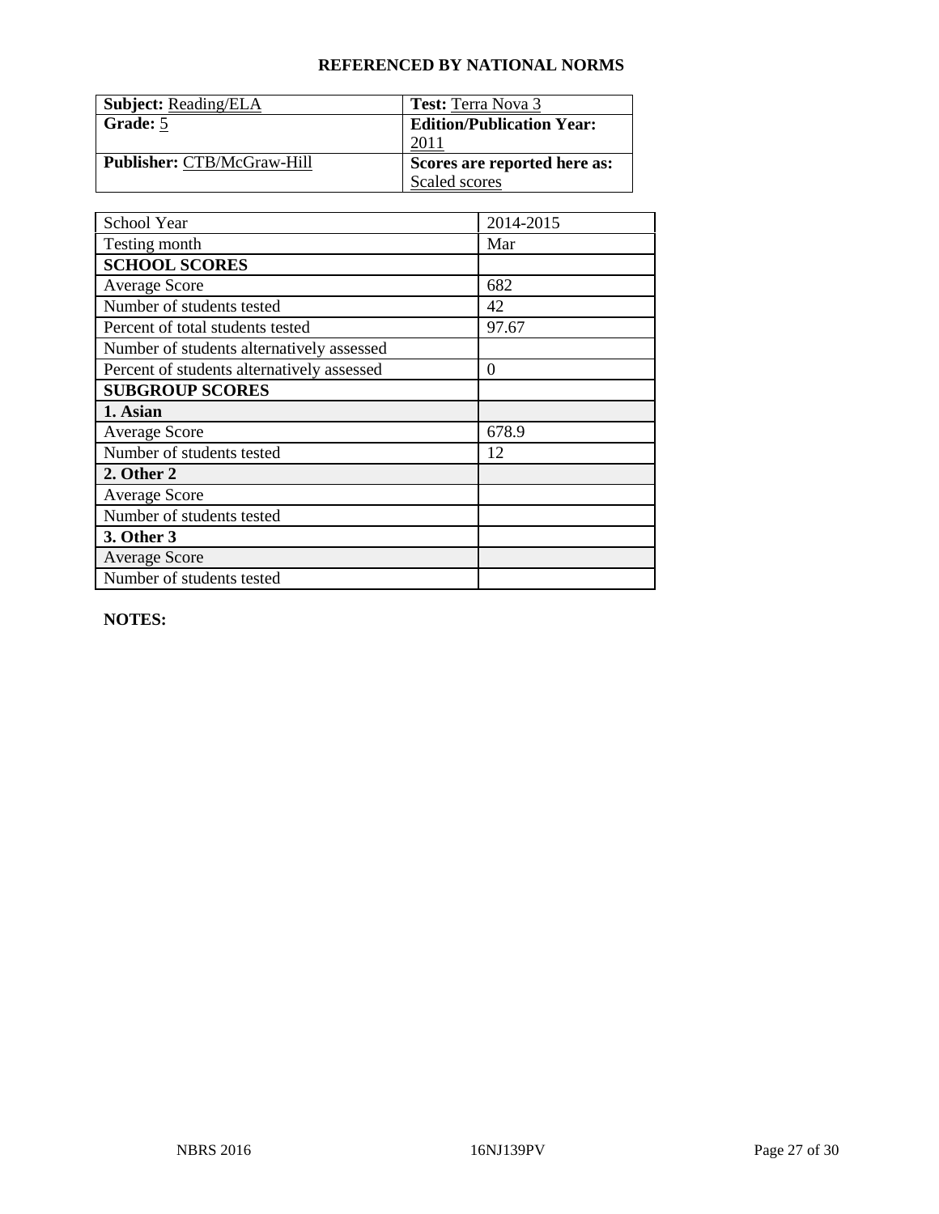**REFERENCED BY NATIONAL NORMS**

| | |
|---|---|
| **Subject:** Reading/ELA | **Test:** Terra Nova 3 |
| **Grade:** 5 | **Edition/Publication Year:** 2011 |
| **Publisher:** CTB/McGraw-Hill | **Scores are reported here as:** Scaled scores |

| School Year | 2014-2015 |
|---|---|
| Testing month | Mar |
| **SCHOOL SCORES** | |
| Average Score | 682 |
| Number of students tested | 42 |
| Percent of total students tested | 97.67 |
| Number of students alternatively assessed | |
| Percent of students alternatively assessed | 0 |
| **SUBGROUP SCORES** | |
| **1. Asian** | |
| Average Score | 678.9 |
| Number of students tested | 12 |
| **2. Other 2** | |
| Average Score | |
| Number of students tested | |
| **3. Other 3** | |
| Average Score | |
| Number of students tested | |

**NOTES:**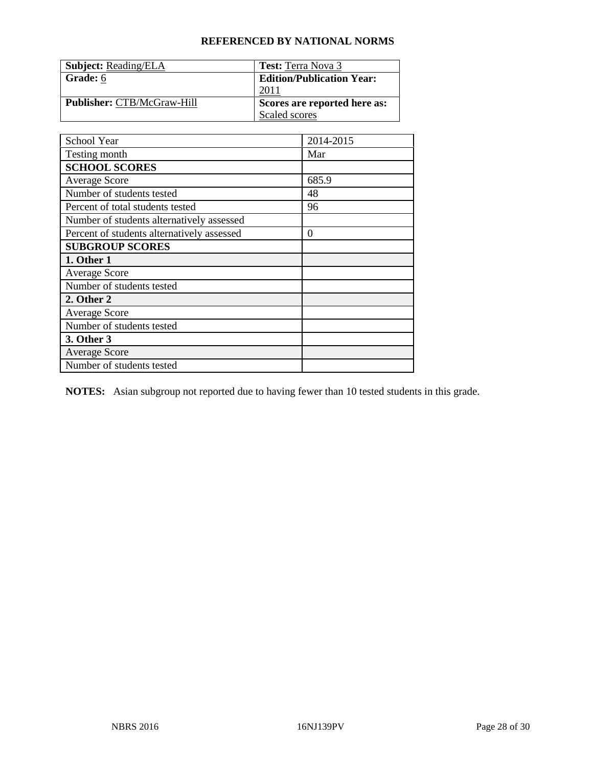**REFERENCED BY NATIONAL NORMS**

| | |
|---|---|
| **Subject:** Reading/ELA | **Test:** Terra Nova 3 |
| **Grade:** 6 | **Edition/Publication Year:** 2011 |
| **Publisher:** CTB/McGraw-Hill | **Scores are reported here as:** Scaled scores |

| School Year | 2014-2015 |
|---|---|
| Testing month | Mar |
| **SCHOOL SCORES** | |
| Average Score | 685.9 |
| Number of students tested | 48 |
| Percent of total students tested | 96 |
| Number of students alternatively assessed | |
| Percent of students alternatively assessed | 0 |
| **SUBGROUP SCORES** | |
| **1. Other 1** | |
| Average Score | |
| Number of students tested | |
| **2. Other 2** | |
| Average Score | |
| Number of students tested | |
| **3. Other 3** | |
| Average Score | |
| Number of students tested | |

**NOTES:** Asian subgroup not reported due to having fewer than 10 tested students in this grade.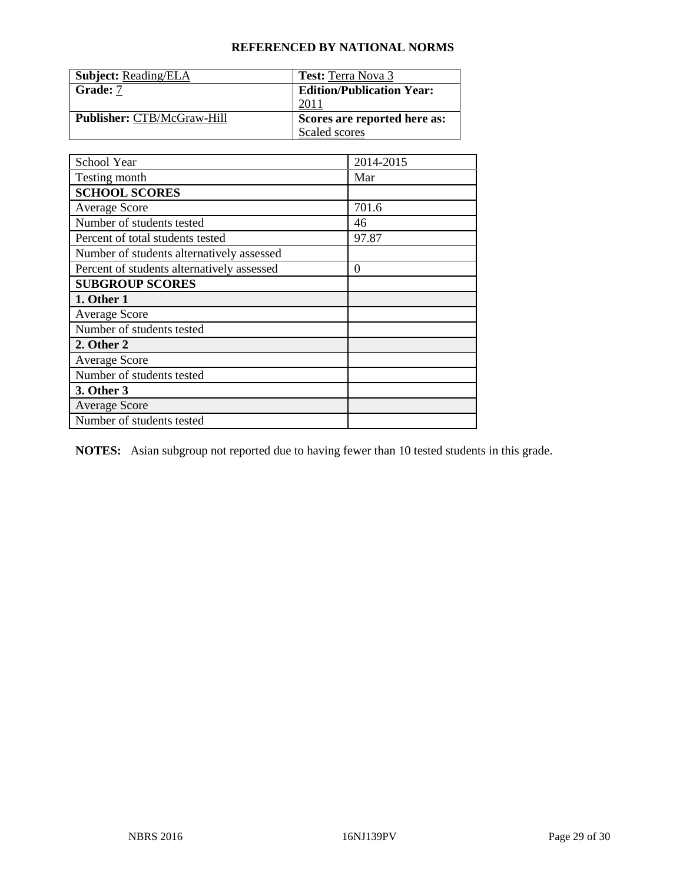**REFERENCED BY NATIONAL NORMS**

| | |
|---|---|
| **Subject:** Reading/ELA | **Test:** Terra Nova 3 |
| **Grade:** 7 | **Edition/Publication Year:** 2011 |
| **Publisher:** CTB/McGraw-Hill | **Scores are reported here as:** Scaled scores |

| School Year | 2014-2015 |
|---|---|
| Testing month | Mar |
| **SCHOOL SCORES** | |
| Average Score | 701.6 |
| Number of students tested | 46 |
| Percent of total students tested | 97.87 |
| Number of students alternatively assessed | |
| Percent of students alternatively assessed | 0 |
| **SUBGROUP SCORES** | |
| **1. Other 1** | |
| Average Score | |
| Number of students tested | |
| **2. Other 2** | |
| Average Score | |
| Number of students tested | |
| **3. Other 3** | |
| Average Score | |
| Number of students tested | |

**NOTES:** Asian subgroup not reported due to having fewer than 10 tested students in this grade.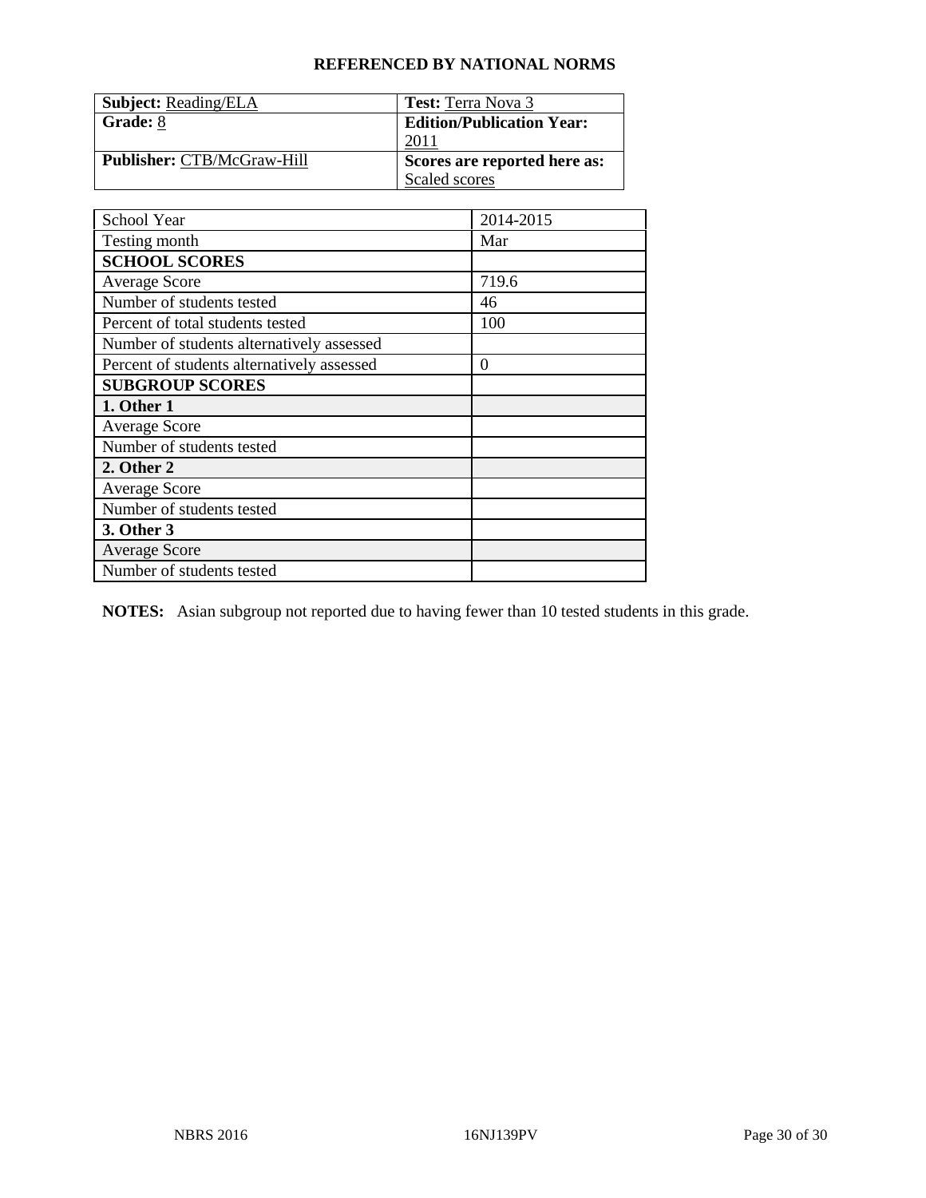## REFERENCED BY NATIONAL NORMS

| | |
|---|---|
| **Subject:** Reading/ELA | **Test:** Terra Nova 3 |
| **Grade:** 8 | **Edition/Publication Year:** 2011 |
| **Publisher:** CTB/McGraw-Hill | **Scores are reported here as:** Scaled scores |

| School Year | 2014-2015 |
|---|---|
| Testing month | Mar |
| **SCHOOL SCORES** | |
| Average Score | 719.6 |
| Number of students tested | 46 |
| Percent of total students tested | 100 |
| Number of students alternatively assessed | |
| Percent of students alternatively assessed | 0 |
| **SUBGROUP SCORES** | |
| **1. Other 1** | |
| Average Score | |
| Number of students tested | |
| **2. Other 2** | |
| Average Score | |
| Number of students tested | |
| **3. Other 3** | |
| Average Score | |
| Number of students tested | |

**NOTES:** Asian subgroup not reported due to having fewer than 10 tested students in this grade.